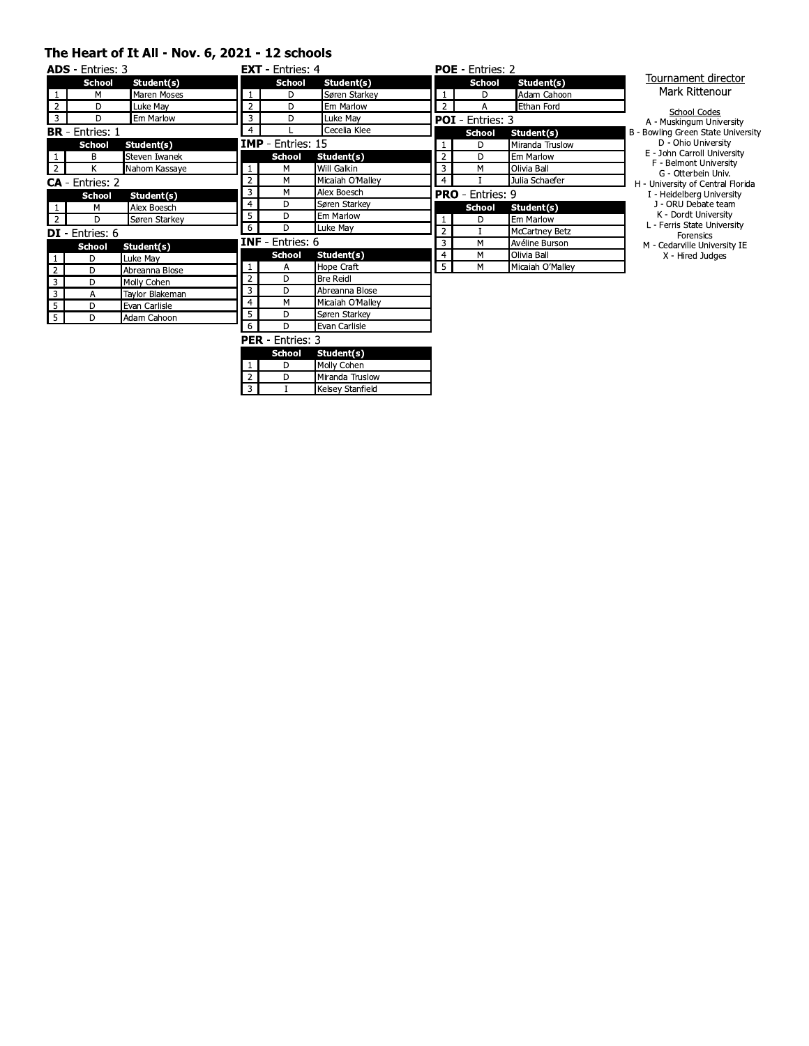# The Heart of It All - Nov. 6, 2021 - 12 schools

## ADS - Entries: 3

| | School | Student(s) |
|---|---|---|
| 1 | M | Maren Moses |
| 2 | D | Luke May |
| 3 | D | Em Marlow |

## BR - Entries: 1

| | School | Student(s) |
|---|---|---|
| 1 | B | Steven Iwanek |
| 2 | K | Nahom Kassaye |

## CA - Entries: 2

| | School | Student(s) |
|---|---|---|
| 1 | M | Alex Boesch |
| 2 | D | Søren Starkey |

## DI - Entries: 6

| | School | Student(s) |
|---|---|---|
| 1 | D | Luke May |
| 2 | D | Abreanna Blose |
| 3 | D | Molly Cohen |
| 3 | A | Taylor Blakeman |
| 5 | D | Evan Carlisle |
| 5 | D | Adam Cahoon |

## EXT - Entries: 4

| | School | Student(s) |
|---|---|---|
| 1 | D | Søren Starkey |
| 2 | D | Em Marlow |
| 3 | D | Luke May |
| 4 | L | Cecelia Klee |

## IMP - Entries: 15

| | School | Student(s) |
|---|---|---|
| 1 | M | Will Galkin |
| 2 | M | Micaiah O'Malley |
| 3 | M | Alex Boesch |
| 4 | D | Søren Starkey |
| 5 | D | Em Marlow |
| 6 | D | Luke May |

## INF - Entries: 6

| | School | Student(s) |
|---|---|---|
| 1 | A | Hope Craft |
| 2 | D | Bre Reidl |
| 3 | D | Abreanna Blose |
| 4 | M | Micaiah O'Malley |
| 5 | D | Søren Starkey |
| 6 | D | Evan Carlisle |

## PER - Entries: 3

| | School | Student(s) |
|---|---|---|
| 1 | D | Molly Cohen |
| 2 | D | Miranda Truslow |
| 3 | I | Kelsey Stanfield |

## POE - Entries: 2

| | School | Student(s) |
|---|---|---|
| 1 | D | Adam Cahoon |
| 2 | A | Ethan Ford |

## POI - Entries: 3

| | School | Student(s) |
|---|---|---|
| 1 | D | Miranda Truslow |
| 2 | D | Em Marlow |
| 3 | M | Olivia Ball |
| 4 | I | Julia Schaefer |

## PRO - Entries: 9

| | School | Student(s) |
|---|---|---|
| 1 | D | Em Marlow |
| 2 | I | McCartney Betz |
| 3 | M | Avéline Burson |
| 4 | M | Olivia Ball |
| 5 | M | Micaiah O'Malley |

Tournament director
Mark Rittenour

School Codes
- A - Muskingum University
- B - Bowling Green State University
- D - Ohio University
- E - John Carroll University
- F - Belmont University
- G - Otterbein Univ.
- H - University of Central Florida
- I - Heidelberg University
- J - ORU Debate team
- K - Dordt University
- L - Ferris State University Forensics
- M - Cedarville University IE
- X - Hired Judges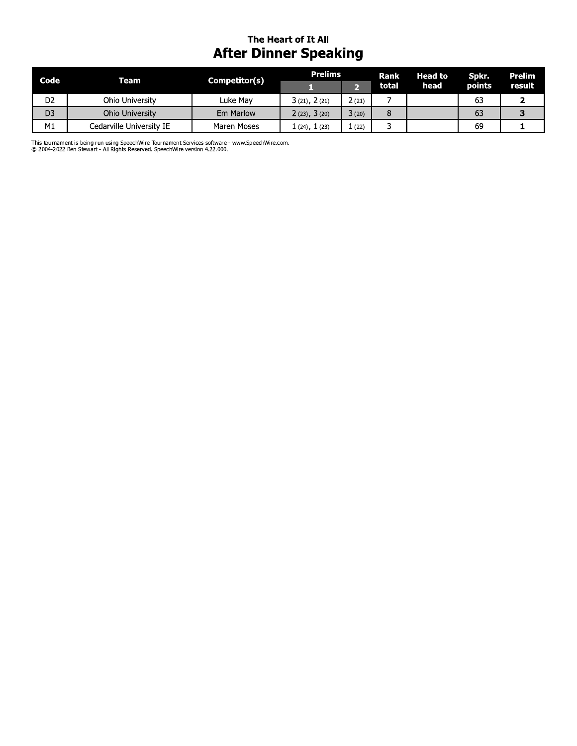## The Heart of It All

# After Dinner Speaking

| Code | Team | Competitor(s) | Prelims | | Rank total | Head to head | Spkr. points | Prelim result |
|---|---|---|---|---|---|---|---|---|
| | | | 1 | 2 | | | | |
| D2 | Ohio University | Luke May | 3 (21), 2 (21) | 2 (21) | 7 | | 63 | **2** |
| D3 | Ohio University | Em Marlow | 2 (23), 3 (20) | 3 (20) | 8 | | 63 | **3** |
| M1 | Cedarville University IE | Maren Moses | 1 (24), 1 (23) | 1 (22) | 3 | | 69 | **1** |

This tournament is being run using SpeechWire Tournament Services software - www.SpeechWire.com.
© 2004-2022 Ben Stewart - All Rights Reserved. SpeechWire version 4.22.000.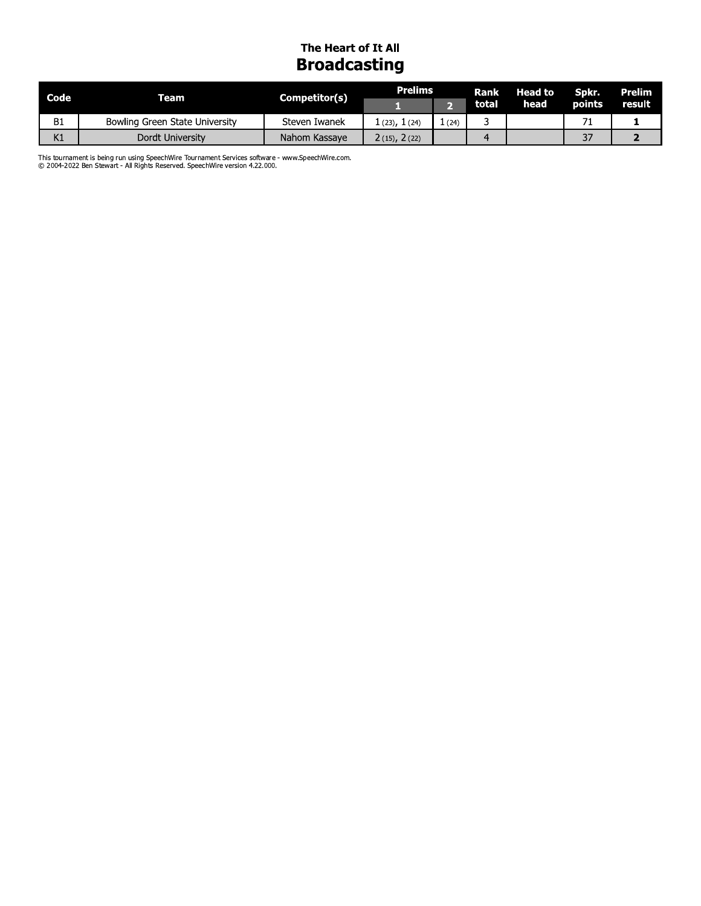## The Heart of It All

# Broadcasting

| Code | Team | Competitor(s) | Prelims | | Rank total | Head to head | Spkr. points | Prelim result |
|---|---|---|---|---|---|---|---|---|
| | | | 1 | 2 | | | | |
| B1 | Bowling Green State University | Steven Iwanek | 1 (23), 1 (24) | 1 (24) | 3 | | 71 | **1** |
| K1 | Dordt University | Nahom Kassaye | 2 (15), 2 (22) | | 4 | | 37 | **2** |

This tournament is being run using SpeechWire Tournament Services software - www.SpeechWire.com.
© 2004-2022 Ben Stewart - All Rights Reserved. SpeechWire version 4.22.000.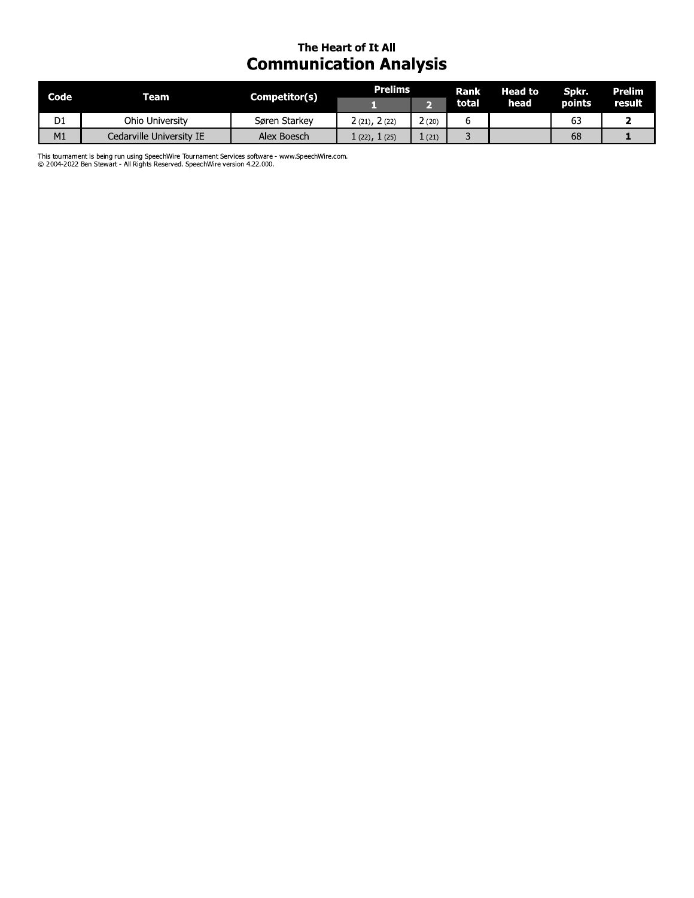### The Heart of It All

## Communication Analysis

| Code | Team | Competitor(s) | Prelims | | Rank total | Head to head | Spkr. points | Prelim result |
|---|---|---|---|---|---|---|---|---|
| | | | 1 | 2 | | | | |
| D1 | Ohio University | Søren Starkey | 2 (21), 2 (22) | 2 (20) | 6 | | 63 | **2** |
| M1 | Cedarville University IE | Alex Boesch | 1 (22), 1 (25) | 1 (21) | 3 | | 68 | **1** |

This tournament is being run using SpeechWire Tournament Services software - www.SpeechWire.com.
© 2004-2022 Ben Stewart - All Rights Reserved. SpeechWire version 4.22.000.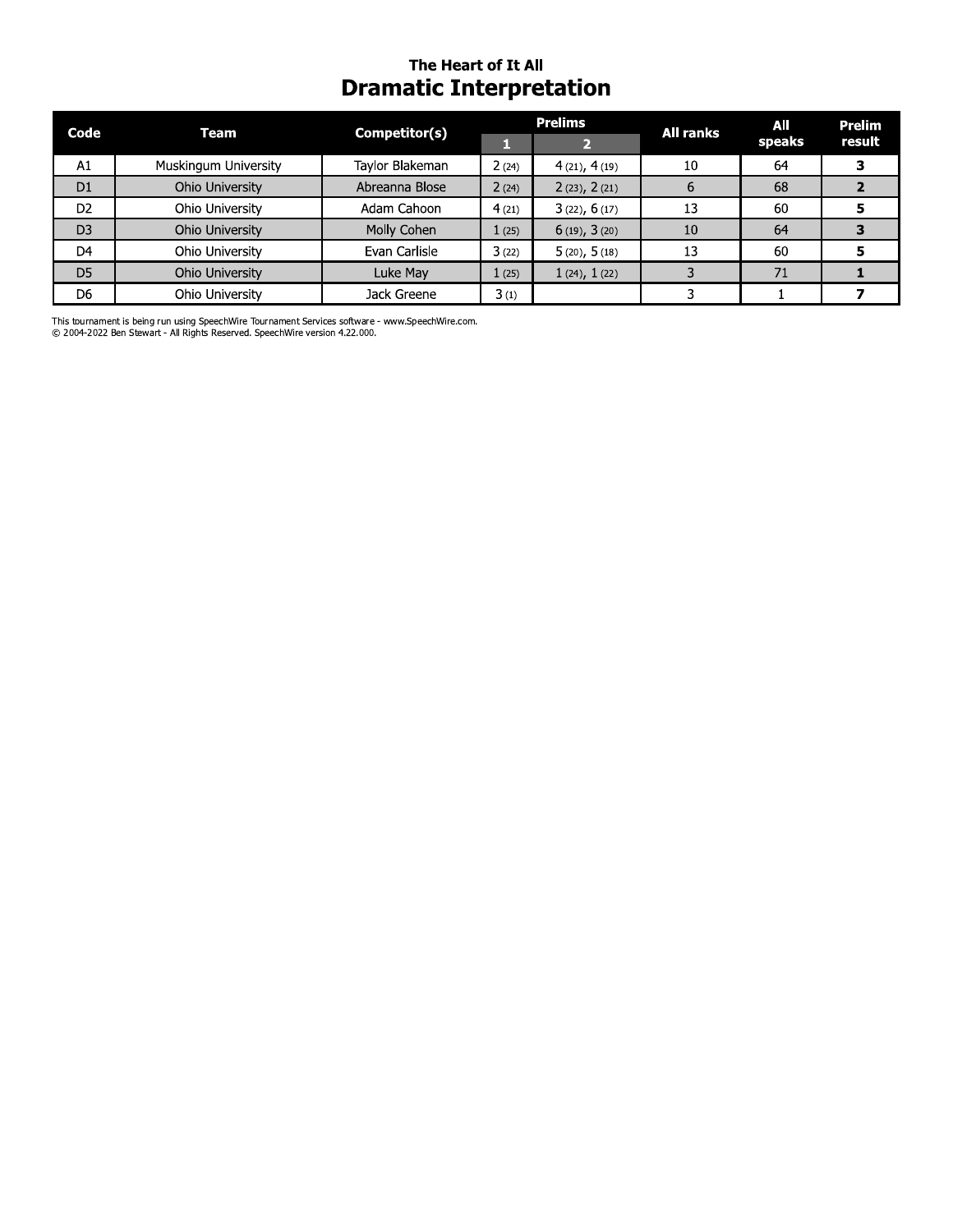### The Heart of It All

# Dramatic Interpretation

| Code | Team | Competitor(s) | Prelims | | All ranks | All speaks | Prelim result |
|---|---|---|---|---|---|---|---|
| | | | 1 | 2 | | | |
| A1 | Muskingum University | Taylor Blakeman | 2 (24) | 4 (21), 4 (19) | 10 | 64 | **3** |
| D1 | Ohio University | Abreanna Blose | 2 (24) | 2 (23), 2 (21) | 6 | 68 | **2** |
| D2 | Ohio University | Adam Cahoon | 4 (21) | 3 (22), 6 (17) | 13 | 60 | **5** |
| D3 | Ohio University | Molly Cohen | 1 (25) | 6 (19), 3 (20) | 10 | 64 | **3** |
| D4 | Ohio University | Evan Carlisle | 3 (22) | 5 (20), 5 (18) | 13 | 60 | **5** |
| D5 | Ohio University | Luke May | 1 (25) | 1 (24), 1 (22) | 3 | 71 | **1** |
| D6 | Ohio University | Jack Greene | 3 (1) | | 3 | 1 | **7** |

This tournament is being run using SpeechWire Tournament Services software - www.SpeechWire.com.
© 2004-2022 Ben Stewart - All Rights Reserved. SpeechWire version 4.22.000.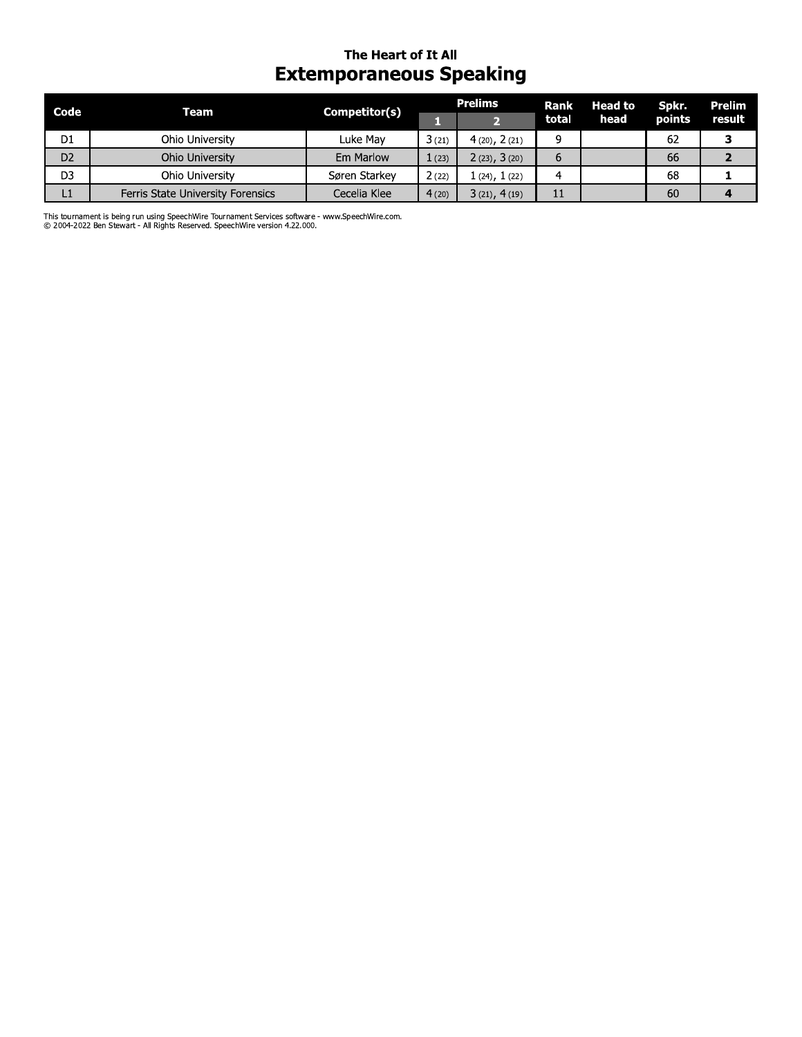### The Heart of It All

## Extemporaneous Speaking

| Code | Team | Competitor(s) | Prelims | | Rank total | Head to head | Spkr. points | Prelim result |
|---|---|---|---|---|---|---|---|---|
| | | | 1 | 2 | | | | |
| D1 | Ohio University | Luke May | 3 (21) | 4 (20), 2 (21) | 9 | | 62 | **3** |
| D2 | Ohio University | Em Marlow | 1 (23) | 2 (23), 3 (20) | 6 | | 66 | **2** |
| D3 | Ohio University | Søren Starkey | 2 (22) | 1 (24), 1 (22) | 4 | | 68 | **1** |
| L1 | Ferris State University Forensics | Cecelia Klee | 4 (20) | 3 (21), 4 (19) | 11 | | 60 | **4** |

This tournament is being run using SpeechWire Tournament Services software - www.SpeechWire.com.
© 2004-2022 Ben Stewart - All Rights Reserved. SpeechWire version 4.22.000.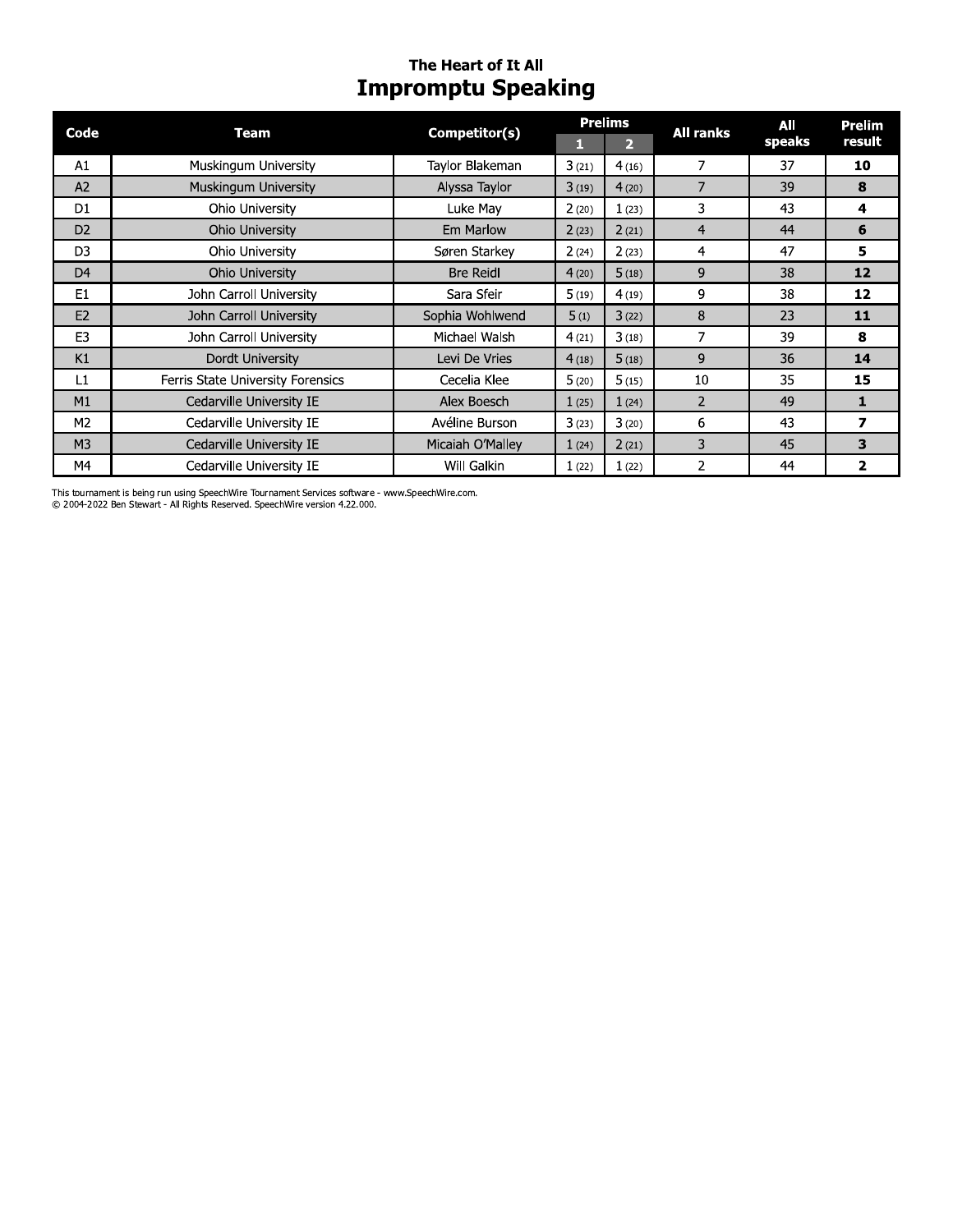### The Heart of It All

## Impromptu Speaking

| Code | Team | Competitor(s) | Prelims | | All ranks | All speaks | Prelim result |
|---|---|---|---|---|---|---|---|
| | | | 1 | 2 | | | |
| A1 | Muskingum University | Taylor Blakeman | 3 (21) | 4 (16) | 7 | 37 | **10** |
| A2 | Muskingum University | Alyssa Taylor | 3 (19) | 4 (20) | 7 | 39 | **8** |
| D1 | Ohio University | Luke May | 2 (20) | 1 (23) | 3 | 43 | **4** |
| D2 | Ohio University | Em Marlow | 2 (23) | 2 (21) | 4 | 44 | **6** |
| D3 | Ohio University | Søren Starkey | 2 (24) | 2 (23) | 4 | 47 | **5** |
| D4 | Ohio University | Bre Reidl | 4 (20) | 5 (18) | 9 | 38 | **12** |
| E1 | John Carroll University | Sara Sfeir | 5 (19) | 4 (19) | 9 | 38 | **12** |
| E2 | John Carroll University | Sophia Wohlwend | 5 (1) | 3 (22) | 8 | 23 | **11** |
| E3 | John Carroll University | Michael Walsh | 4 (21) | 3 (18) | 7 | 39 | **8** |
| K1 | Dordt University | Levi De Vries | 4 (18) | 5 (18) | 9 | 36 | **14** |
| L1 | Ferris State University Forensics | Cecelia Klee | 5 (20) | 5 (15) | 10 | 35 | **15** |
| M1 | Cedarville University IE | Alex Boesch | 1 (25) | 1 (24) | 2 | 49 | **1** |
| M2 | Cedarville University IE | Avéline Burson | 3 (23) | 3 (20) | 6 | 43 | **7** |
| M3 | Cedarville University IE | Micaiah O'Malley | 1 (24) | 2 (21) | 3 | 45 | **3** |
| M4 | Cedarville University IE | Will Galkin | 1 (22) | 1 (22) | 2 | 44 | **2** |

This tournament is being run using SpeechWire Tournament Services software - www.SpeechWire.com.
© 2004-2022 Ben Stewart - All Rights Reserved. SpeechWire version 4.22.000.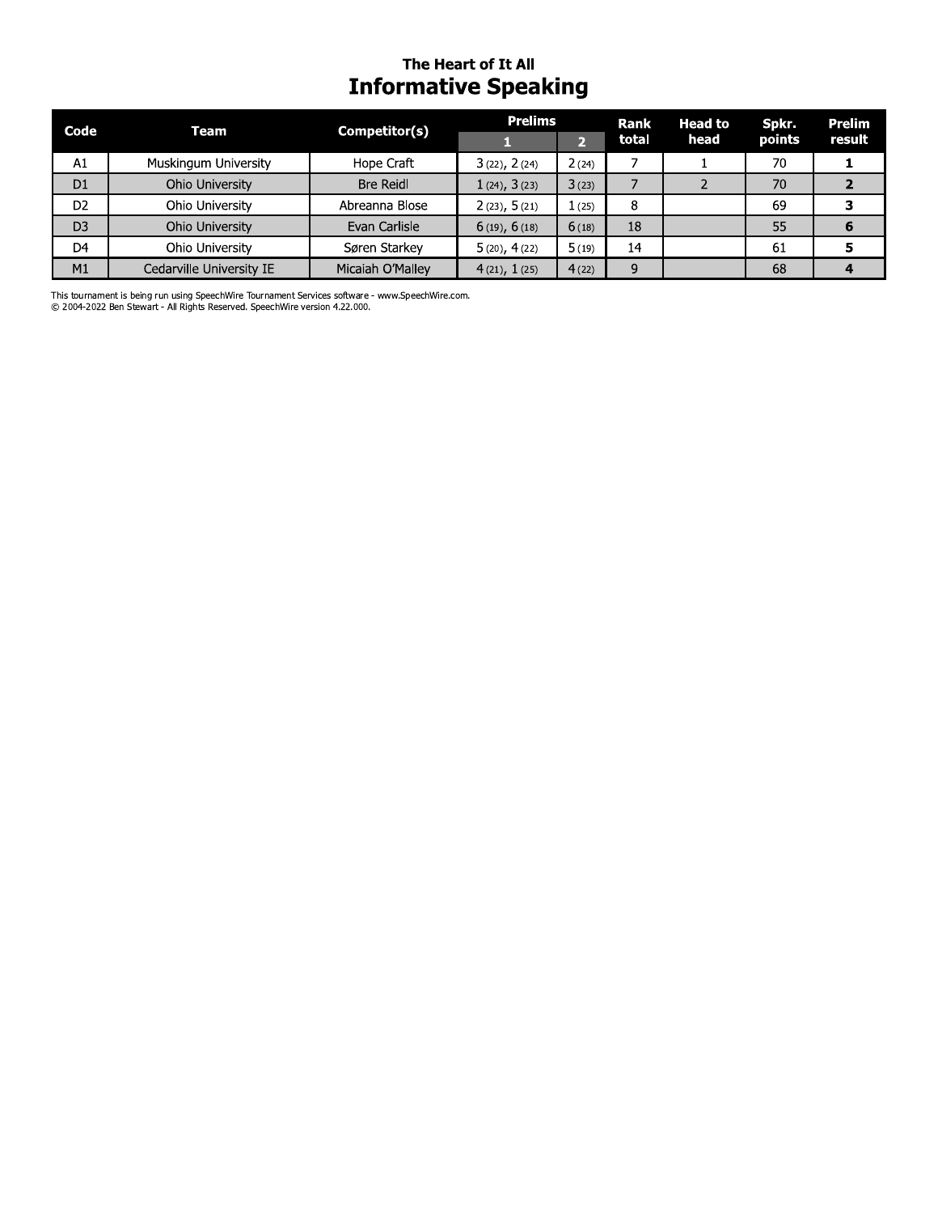### The Heart of It All

# Informative Speaking

| Code | Team | Competitor(s) | Prelims | | Rank total | Head to head | Spkr. points | Prelim result |
|---|---|---|---|---|---|---|---|---|
| | | | 1 | 2 | | | | |
| A1 | Muskingum University | Hope Craft | 3 (22), 2 (24) | 2 (24) | 7 | 1 | 70 | **1** |
| D1 | Ohio University | Bre Reidl | 1 (24), 3 (23) | 3 (23) | 7 | 2 | 70 | **2** |
| D2 | Ohio University | Abreanna Blose | 2 (23), 5 (21) | 1 (25) | 8 | | 69 | **3** |
| D3 | Ohio University | Evan Carlisle | 6 (19), 6 (18) | 6 (18) | 18 | | 55 | **6** |
| D4 | Ohio University | Søren Starkey | 5 (20), 4 (22) | 5 (19) | 14 | | 61 | **5** |
| M1 | Cedarville University IE | Micaiah O'Malley | 4 (21), 1 (25) | 4 (22) | 9 | | 68 | **4** |

This tournament is being run using SpeechWire Tournament Services software - www.SpeechWire.com.
© 2004-2022 Ben Stewart - All Rights Reserved. SpeechWire version 4.22.000.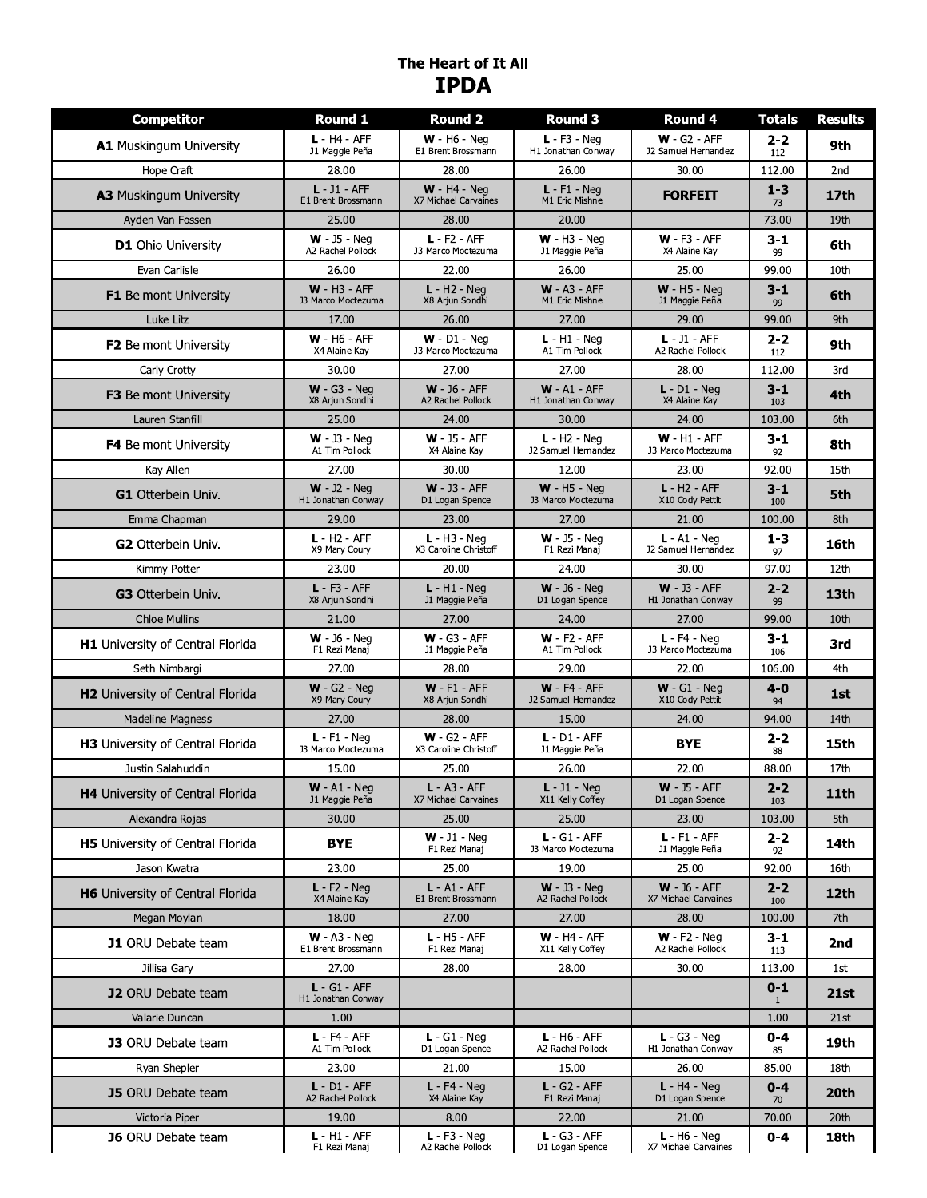## The Heart of It All
# IPDA

| Competitor | Round 1 | Round 2 | Round 3 | Round 4 | Totals | Results |
|---|---|---|---|---|---|---|
| **A1** Muskingum University | **L** - H4 - AFF J1 Maggie Peña | **W** - H6 - Neg E1 Brent Brossmann | **L** - F3 - Neg H1 Jonathan Conway | **W** - G2 - AFF J2 Samuel Hernandez | **2-2** 112 | **9th** |
| Hope Craft | 28.00 | 28.00 | 26.00 | 30.00 | 112.00 | 2nd |
| **A3** Muskingum University | **L** - J1 - AFF E1 Brent Brossmann | **W** - H4 - Neg X7 Michael Carvaines | **L** - F1 - Neg M1 Eric Mishne | **FORFEIT** | **1-3** 73 | **17th** |
| Ayden Van Fossen | 25.00 | 28.00 | 20.00 | | 73.00 | 19th |
| **D1** Ohio University | **W** - J5 - Neg A2 Rachel Pollock | **L** - F2 - AFF J3 Marco Moctezuma | **W** - H3 - Neg J1 Maggie Peña | **W** - F3 - AFF X4 Alaine Kay | **3-1** 99 | **6th** |
| Evan Carlisle | 26.00 | 22.00 | 26.00 | 25.00 | 99.00 | 10th |
| **F1** Belmont University | **W** - H3 - AFF J3 Marco Moctezuma | **L** - H2 - Neg X8 Arjun Sondhi | **W** - A3 - AFF M1 Eric Mishne | **W** - H5 - Neg J1 Maggie Peña | **3-1** 99 | **6th** |
| Luke Litz | 17.00 | 26.00 | 27.00 | 29.00 | 99.00 | 9th |
| **F2** Belmont University | **W** - H6 - AFF X4 Alaine Kay | **W** - D1 - Neg J3 Marco Moctezuma | **L** - H1 - Neg A1 Tim Pollock | **L** - J1 - AFF A2 Rachel Pollock | **2-2** 112 | **9th** |
| Carly Crotty | 30.00 | 27.00 | 27.00 | 28.00 | 112.00 | 3rd |
| **F3** Belmont University | **W** - G3 - Neg X8 Arjun Sondhi | **W** - J6 - AFF A2 Rachel Pollock | **W** - A1 - AFF H1 Jonathan Conway | **L** - D1 - Neg X4 Alaine Kay | **3-1** 103 | **4th** |
| Lauren Stanfill | 25.00 | 24.00 | 30.00 | 24.00 | 103.00 | 6th |
| **F4** Belmont University | **W** - J3 - Neg A1 Tim Pollock | **W** - J5 - AFF X4 Alaine Kay | **L** - H2 - Neg J2 Samuel Hernandez | **W** - H1 - AFF J3 Marco Moctezuma | **3-1** 92 | **8th** |
| Kay Allen | 27.00 | 30.00 | 12.00 | 23.00 | 92.00 | 15th |
| **G1** Otterbein Univ. | **W** - J2 - Neg H1 Jonathan Conway | **W** - J3 - AFF D1 Logan Spence | **W** - H5 - Neg J3 Marco Moctezuma | **L** - H2 - AFF X10 Cody Pettit | **3-1** 100 | **5th** |
| Emma Chapman | 29.00 | 23.00 | 27.00 | 21.00 | 100.00 | 8th |
| **G2** Otterbein Univ. | **L** - H2 - AFF X9 Mary Coury | **L** - H3 - Neg X3 Caroline Christoff | **W** - J5 - Neg F1 Rezi Manaj | **L** - A1 - Neg J2 Samuel Hernandez | **1-3** 97 | **16th** |
| Kimmy Potter | 23.00 | 20.00 | 24.00 | 30.00 | 97.00 | 12th |
| **G3** Otterbein Univ. | **L** - F3 - AFF X8 Arjun Sondhi | **L** - H1 - Neg J1 Maggie Peña | **W** - J6 - Neg D1 Logan Spence | **W** - J3 - AFF H1 Jonathan Conway | **2-2** 99 | **13th** |
| Chloe Mullins | 21.00 | 27.00 | 24.00 | 27.00 | 99.00 | 10th |
| **H1** University of Central Florida | **W** - J6 - Neg F1 Rezi Manaj | **W** - G3 - AFF J1 Maggie Peña | **W** - F2 - AFF A1 Tim Pollock | **L** - F4 - Neg J3 Marco Moctezuma | **3-1** 106 | **3rd** |
| Seth Nimbargi | 27.00 | 28.00 | 29.00 | 22.00 | 106.00 | 4th |
| **H2** University of Central Florida | **W** - G2 - Neg X9 Mary Coury | **W** - F1 - AFF X8 Arjun Sondhi | **W** - F4 - AFF J2 Samuel Hernandez | **W** - G1 - Neg X10 Cody Pettit | **4-0** 94 | **1st** |
| Madeline Magness | 27.00 | 28.00 | 15.00 | 24.00 | 94.00 | 14th |
| **H3** University of Central Florida | **L** - F1 - Neg J3 Marco Moctezuma | **W** - G2 - AFF X3 Caroline Christoff | **L** - D1 - AFF J1 Maggie Peña | **BYE** | **2-2** 88 | **15th** |
| Justin Salahuddin | 15.00 | 25.00 | 26.00 | 22.00 | 88.00 | 17th |
| **H4** University of Central Florida | **W** - A1 - Neg J1 Maggie Peña | **L** - A3 - AFF X7 Michael Carvaines | **L** - J1 - Neg X11 Kelly Coffey | **W** - J5 - AFF D1 Logan Spence | **2-2** 103 | **11th** |
| Alexandra Rojas | 30.00 | 25.00 | 25.00 | 23.00 | 103.00 | 5th |
| **H5** University of Central Florida | **BYE** | **W** - J1 - Neg F1 Rezi Manaj | **L** - G1 - AFF J3 Marco Moctezuma | **L** - F1 - AFF J1 Maggie Peña | **2-2** 92 | **14th** |
| Jason Kwatra | 23.00 | 25.00 | 19.00 | 25.00 | 92.00 | 16th |
| **H6** University of Central Florida | **L** - F2 - Neg X4 Alaine Kay | **L** - A1 - AFF E1 Brent Brossmann | **W** - J3 - Neg A2 Rachel Pollock | **W** - J6 - AFF X7 Michael Carvaines | **2-2** 100 | **12th** |
| Megan Moylan | 18.00 | 27.00 | 27.00 | 28.00 | 100.00 | 7th |
| **J1** ORU Debate team | **W** - A3 - Neg E1 Brent Brossmann | **L** - H5 - AFF F1 Rezi Manaj | **W** - H4 - AFF X11 Kelly Coffey | **W** - F2 - Neg A2 Rachel Pollock | **3-1** 113 | **2nd** |
| Jillisa Gary | 27.00 | 28.00 | 28.00 | 30.00 | 113.00 | 1st |
| **J2** ORU Debate team | **L** - G1 - AFF H1 Jonathan Conway | | | | **0-1** 1 | **21st** |
| Valarie Duncan | 1.00 | | | | 1.00 | 21st |
| **J3** ORU Debate team | **L** - F4 - AFF A1 Tim Pollock | **L** - G1 - Neg D1 Logan Spence | **L** - H6 - AFF A2 Rachel Pollock | **L** - G3 - Neg H1 Jonathan Conway | **0-4** 85 | **19th** |
| Ryan Shepler | 23.00 | 21.00 | 15.00 | 26.00 | 85.00 | 18th |
| **J5** ORU Debate team | **L** - D1 - AFF A2 Rachel Pollock | **L** - F4 - Neg X4 Alaine Kay | **L** - G2 - AFF F1 Rezi Manaj | **L** - H4 - Neg D1 Logan Spence | **0-4** 70 | **20th** |
| Victoria Piper | 19.00 | 8.00 | 22.00 | 21.00 | 70.00 | 20th |
| **J6** ORU Debate team | **L** - H1 - AFF F1 Rezi Manaj | **L** - F3 - Neg A2 Rachel Pollock | **L** - G3 - AFF D1 Logan Spence | **L** - H6 - Neg X7 Michael Carvaines | **0-4** | **18th** |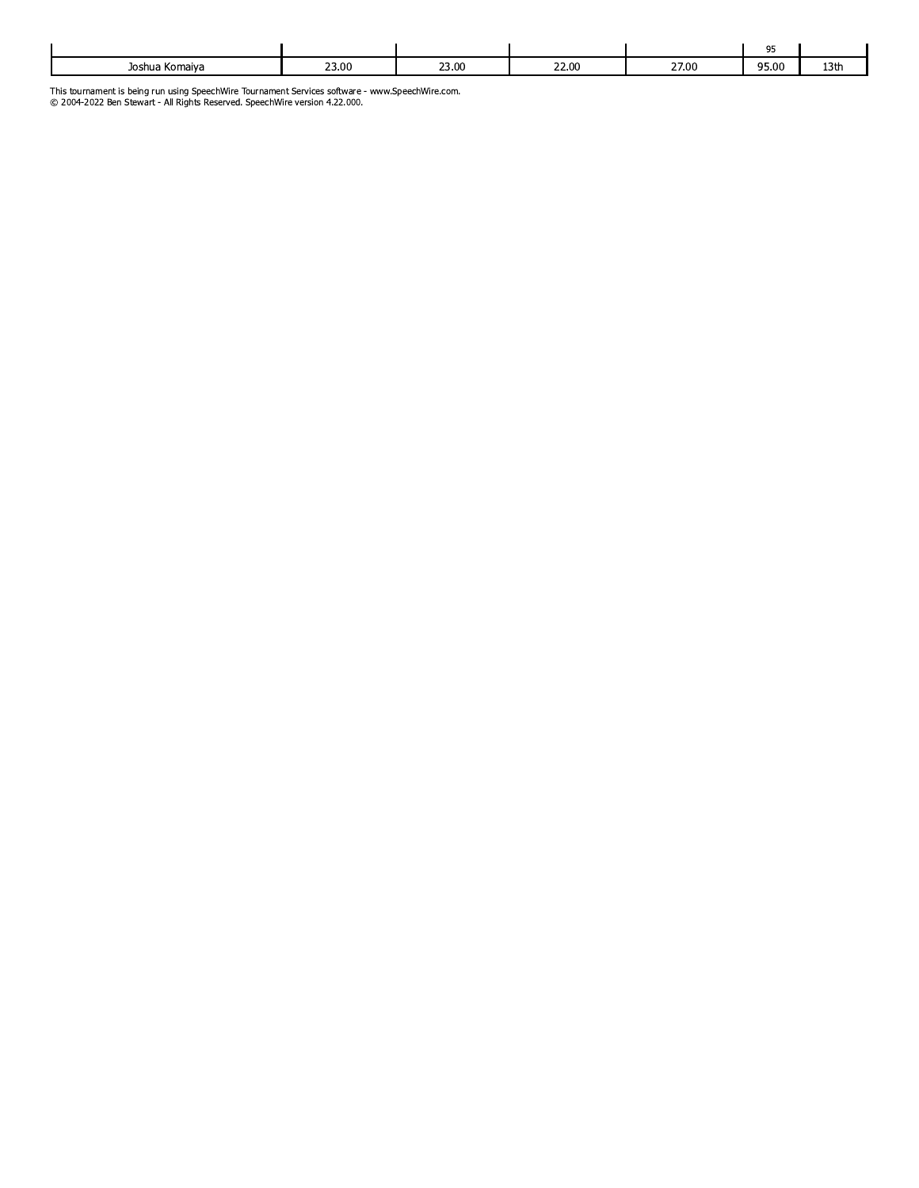| | | | | | 95 | |
|---|---|---|---|---|---|---|
| Joshua Komaiya | 23.00 | 23.00 | 22.00 | 27.00 | 95.00 | 13th |

This tournament is being run using SpeechWire Tournament Services software - www.SpeechWire.com.
© 2004-2022 Ben Stewart - All Rights Reserved. SpeechWire version 4.22.000.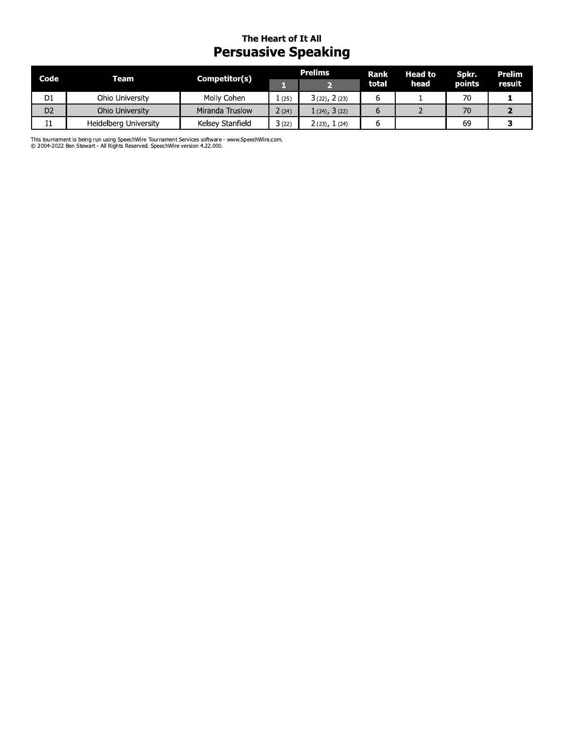# The Heart of It All

## Persuasive Speaking

| Code | Team | Competitor(s) | Prelims | | Rank total | Head to head | Spkr. points | Prelim result |
|---|---|---|---|---|---|---|---|---|
| | | | 1 | 2 | | | | |
| D1 | Ohio University | Molly Cohen | 1 (25) | 3 (22), 2 (23) | 6 | 1 | 70 | **1** |
| D2 | Ohio University | Miranda Truslow | 2 (24) | 1 (24), 3 (22) | 6 | 2 | 70 | **2** |
| I1 | Heidelberg University | Kelsey Stanfield | 3 (22) | 2 (23), 1 (24) | 6 | | 69 | **3** |

This tournament is being run using SpeechWire Tournament Services software - www.SpeechWire.com.
© 2004-2022 Ben Stewart - All Rights Reserved. SpeechWire version 4.22.000.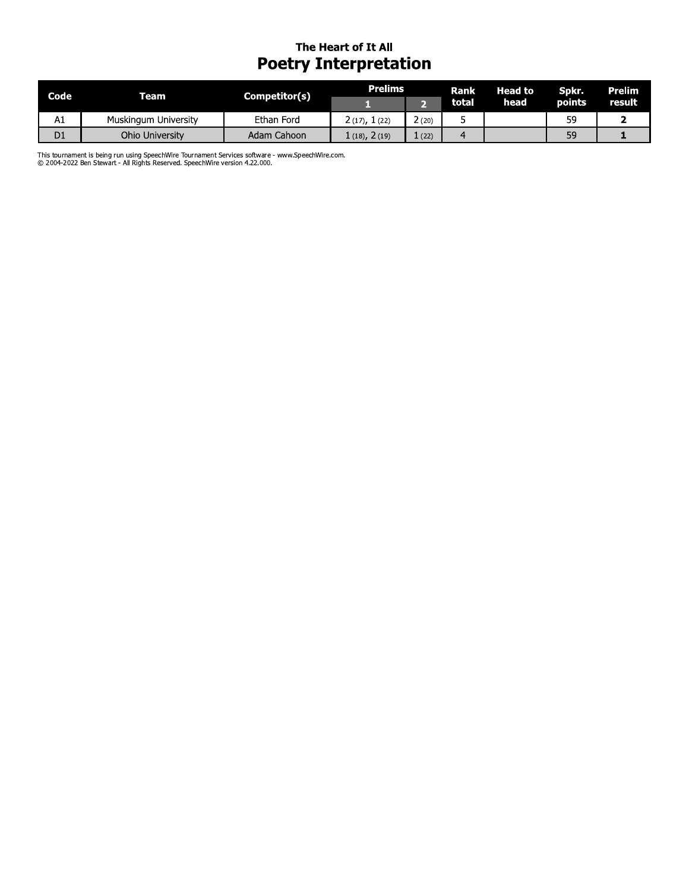## The Heart of It All

# Poetry Interpretation

| Code | Team | Competitor(s) | Prelims | | Rank total | Head to head | Spkr. points | Prelim result |
|---|---|---|---|---|---|---|---|---|
| | | | 1 | 2 | | | | |
| A1 | Muskingum University | Ethan Ford | 2 (17), 1 (22) | 2 (20) | 5 | | 59 | **2** |
| D1 | Ohio University | Adam Cahoon | 1 (18), 2 (19) | 1 (22) | 4 | | 59 | **1** |

This tournament is being run using SpeechWire Tournament Services software - www.SpeechWire.com.
© 2004-2022 Ben Stewart - All Rights Reserved. SpeechWire version 4.22.000.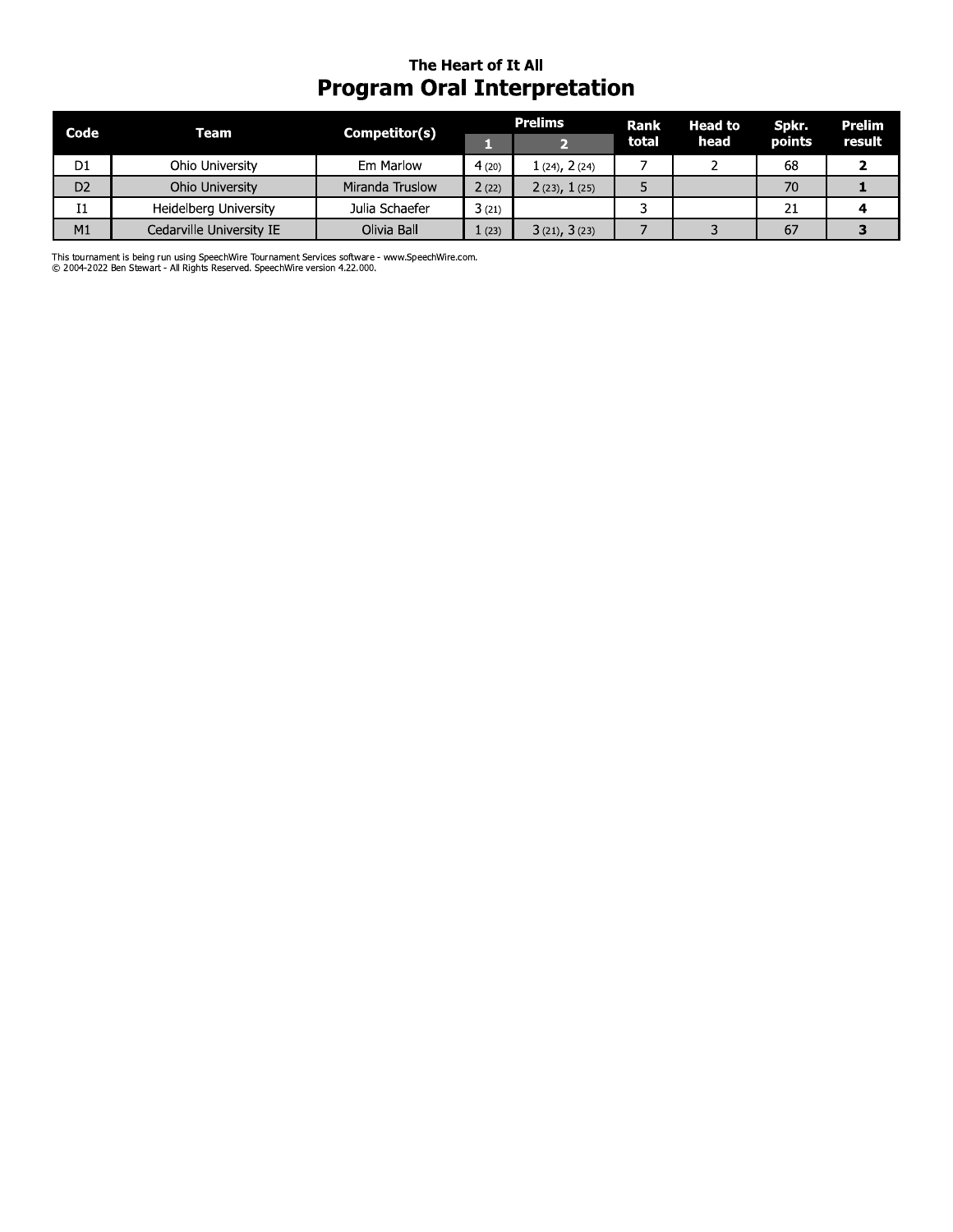### The Heart of It All

# Program Oral Interpretation

| Code | Team | Competitor(s) | Prelims | | Rank total | Head to head | Spkr. points | Prelim result |
|---|---|---|---|---|---|---|---|---|
| | | | 1 | 2 | | | | |
| D1 | Ohio University | Em Marlow | 4 (20) | 1 (24), 2 (24) | 7 | 2 | 68 | **2** |
| D2 | Ohio University | Miranda Truslow | 2 (22) | 2 (23), 1 (25) | 5 | | 70 | **1** |
| I1 | Heidelberg University | Julia Schaefer | 3 (21) | | 3 | | 21 | **4** |
| M1 | Cedarville University IE | Olivia Ball | 1 (23) | 3 (21), 3 (23) | 7 | 3 | 67 | **3** |

This tournament is being run using SpeechWire Tournament Services software - www.SpeechWire.com.
© 2004-2022 Ben Stewart - All Rights Reserved. SpeechWire version 4.22.000.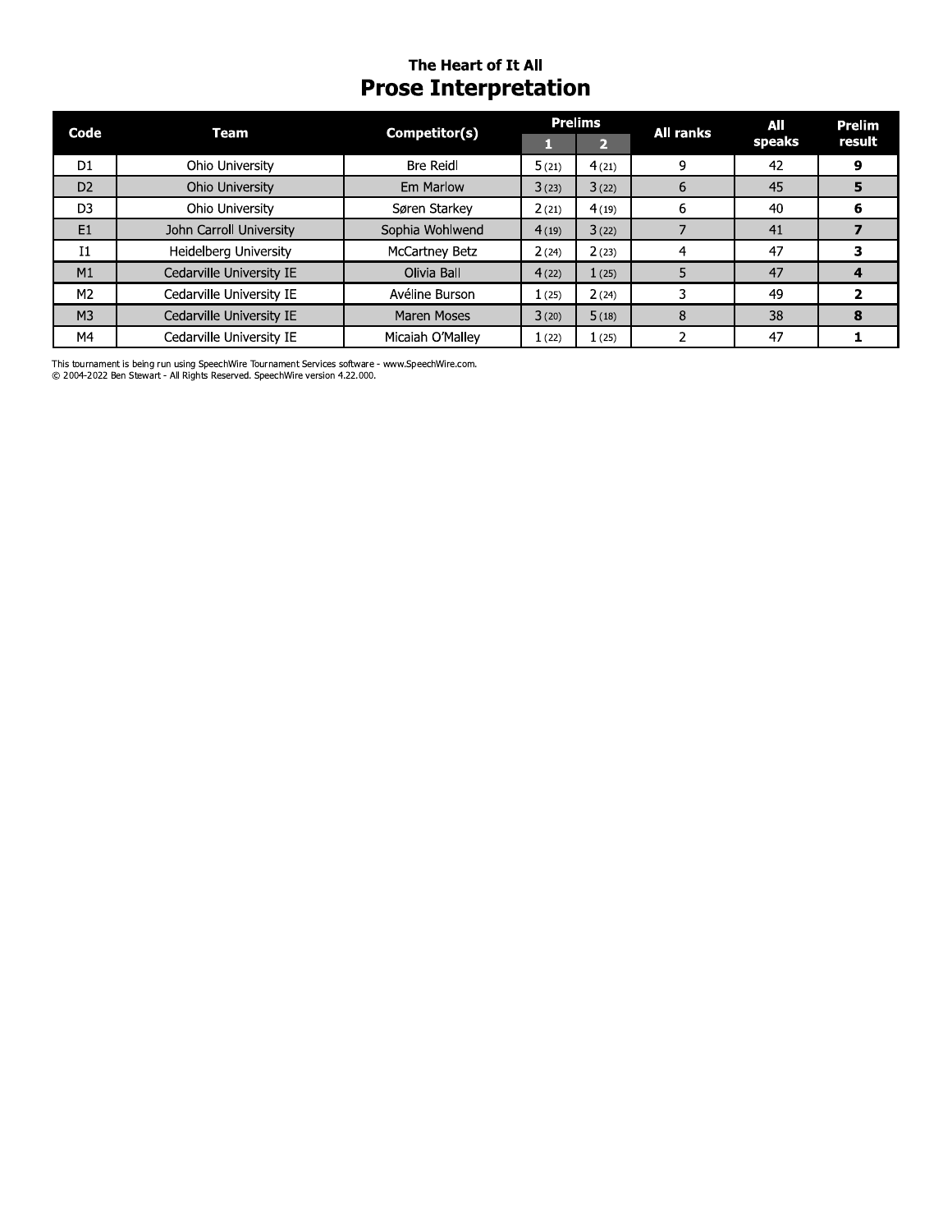## The Heart of It All

# Prose Interpretation

| Code | Team | Competitor(s) | Prelims | | All ranks | All speaks | Prelim result |
|---|---|---|---|---|---|---|---|
| | | | 1 | 2 | | | |
| D1 | Ohio University | Bre Reidl | 5 (21) | 4 (21) | 9 | 42 | **9** |
| D2 | Ohio University | Em Marlow | 3 (23) | 3 (22) | 6 | 45 | **5** |
| D3 | Ohio University | Søren Starkey | 2 (21) | 4 (19) | 6 | 40 | **6** |
| E1 | John Carroll University | Sophia Wohlwend | 4 (19) | 3 (22) | 7 | 41 | **7** |
| I1 | Heidelberg University | McCartney Betz | 2 (24) | 2 (23) | 4 | 47 | **3** |
| M1 | Cedarville University IE | Olivia Ball | 4 (22) | 1 (25) | 5 | 47 | **4** |
| M2 | Cedarville University IE | Avéline Burson | 1 (25) | 2 (24) | 3 | 49 | **2** |
| M3 | Cedarville University IE | Maren Moses | 3 (20) | 5 (18) | 8 | 38 | **8** |
| M4 | Cedarville University IE | Micaiah O'Malley | 1 (22) | 1 (25) | 2 | 47 | **1** |

This tournament is being run using SpeechWire Tournament Services software - www.SpeechWire.com.
© 2004-2022 Ben Stewart - All Rights Reserved. SpeechWire version 4.22.000.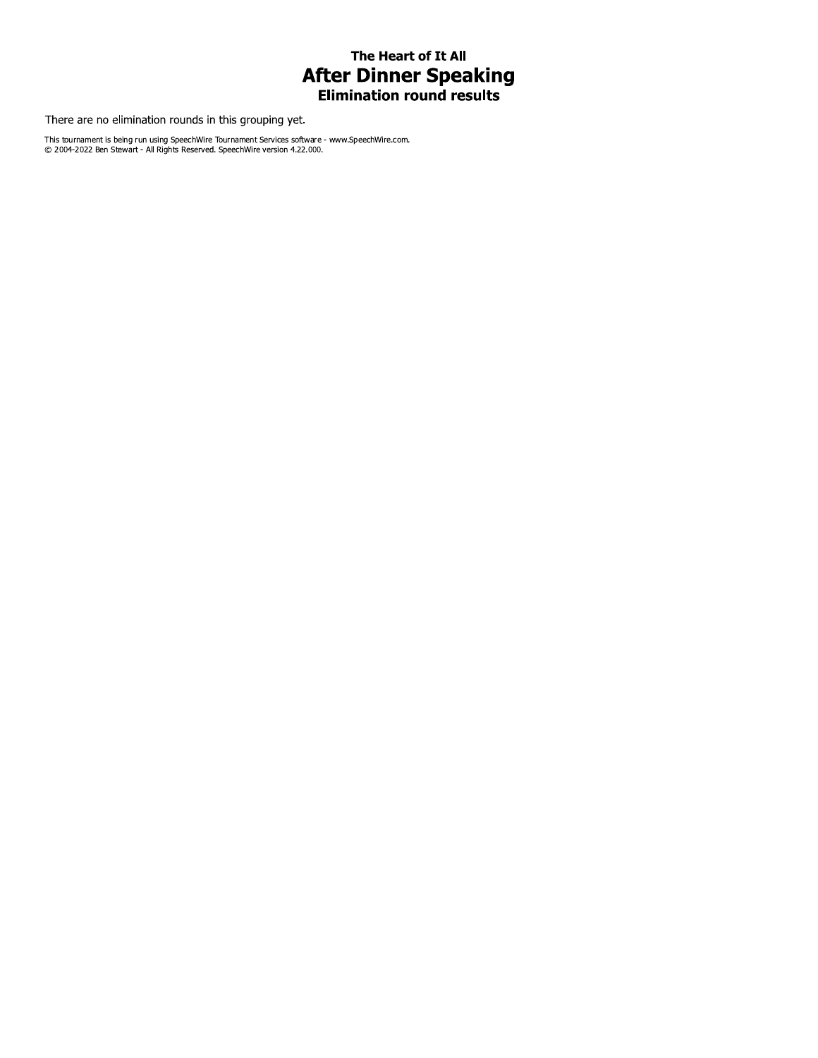### The Heart of It All

# After Dinner Speaking

### Elimination round results

There are no elimination rounds in this grouping yet.

This tournament is being run using SpeechWire Tournament Services software - www.SpeechWire.com.
© 2004-2022 Ben Stewart - All Rights Reserved. SpeechWire version 4.22.000.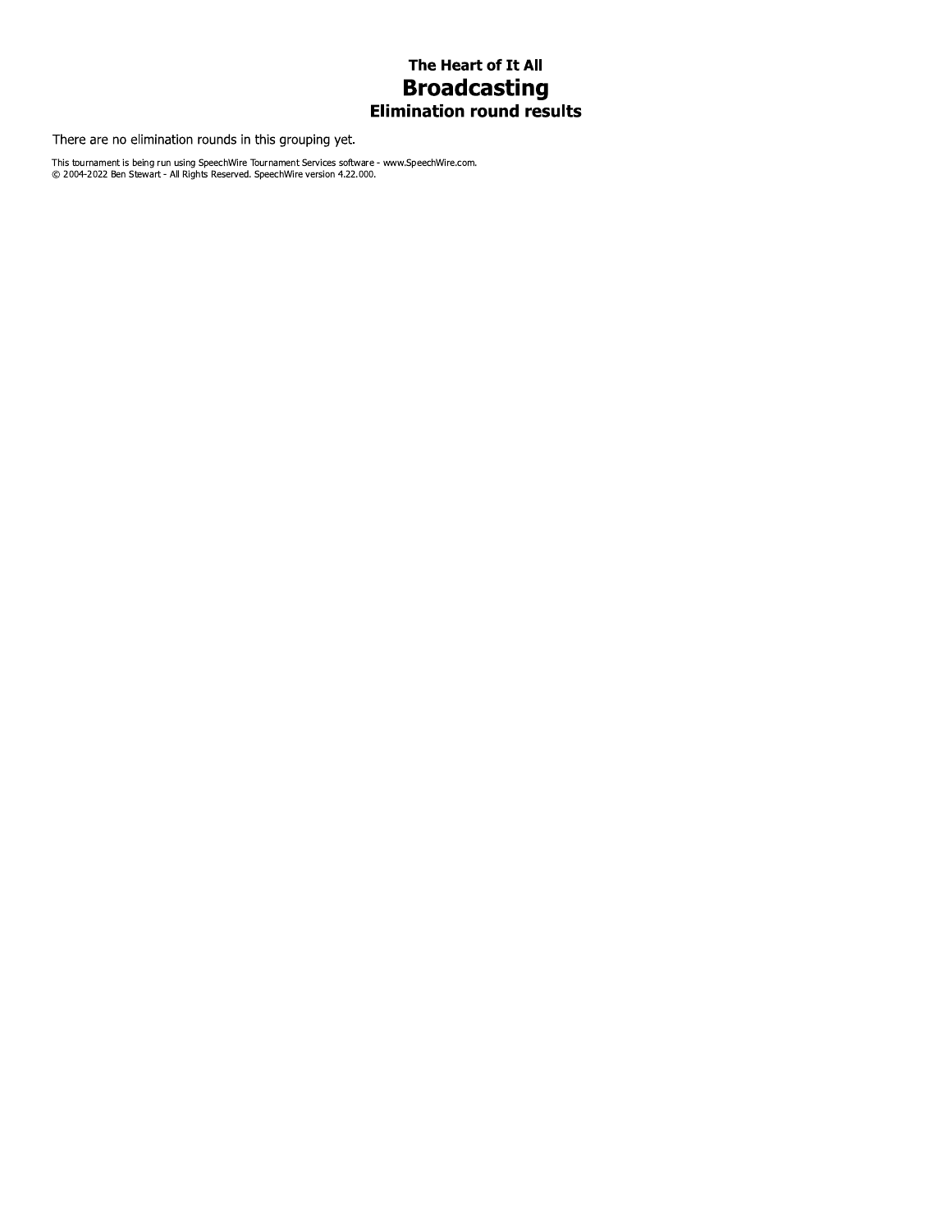### The Heart of It All

# Broadcasting

### Elimination round results

There are no elimination rounds in this grouping yet.

This tournament is being run using SpeechWire Tournament Services software - www.SpeechWire.com.
© 2004-2022 Ben Stewart - All Rights Reserved. SpeechWire version 4.22.000.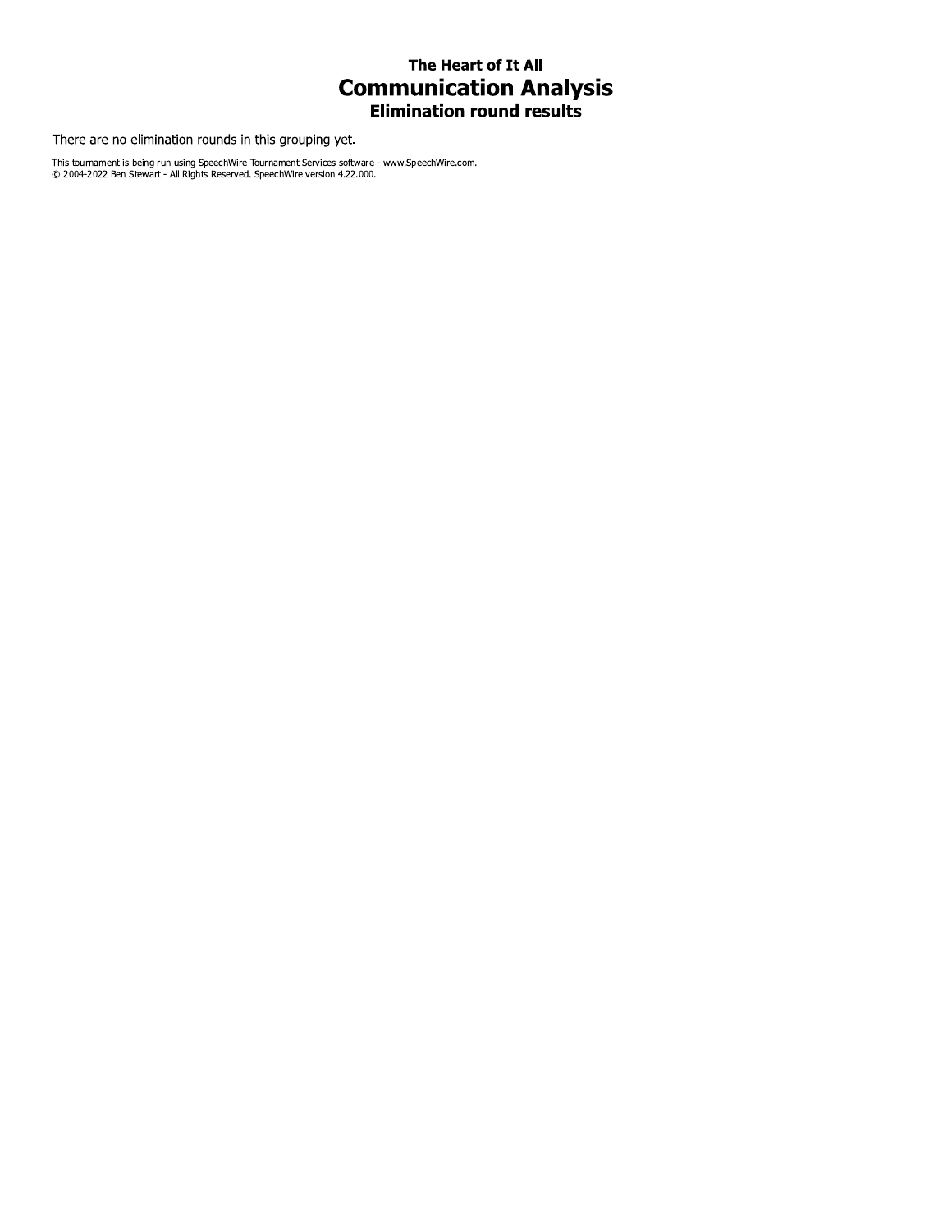### The Heart of It All

# Communication Analysis

### Elimination round results

There are no elimination rounds in this grouping yet.

This tournament is being run using SpeechWire Tournament Services software - www.SpeechWire.com.
© 2004-2022 Ben Stewart - All Rights Reserved. SpeechWire version 4.22.000.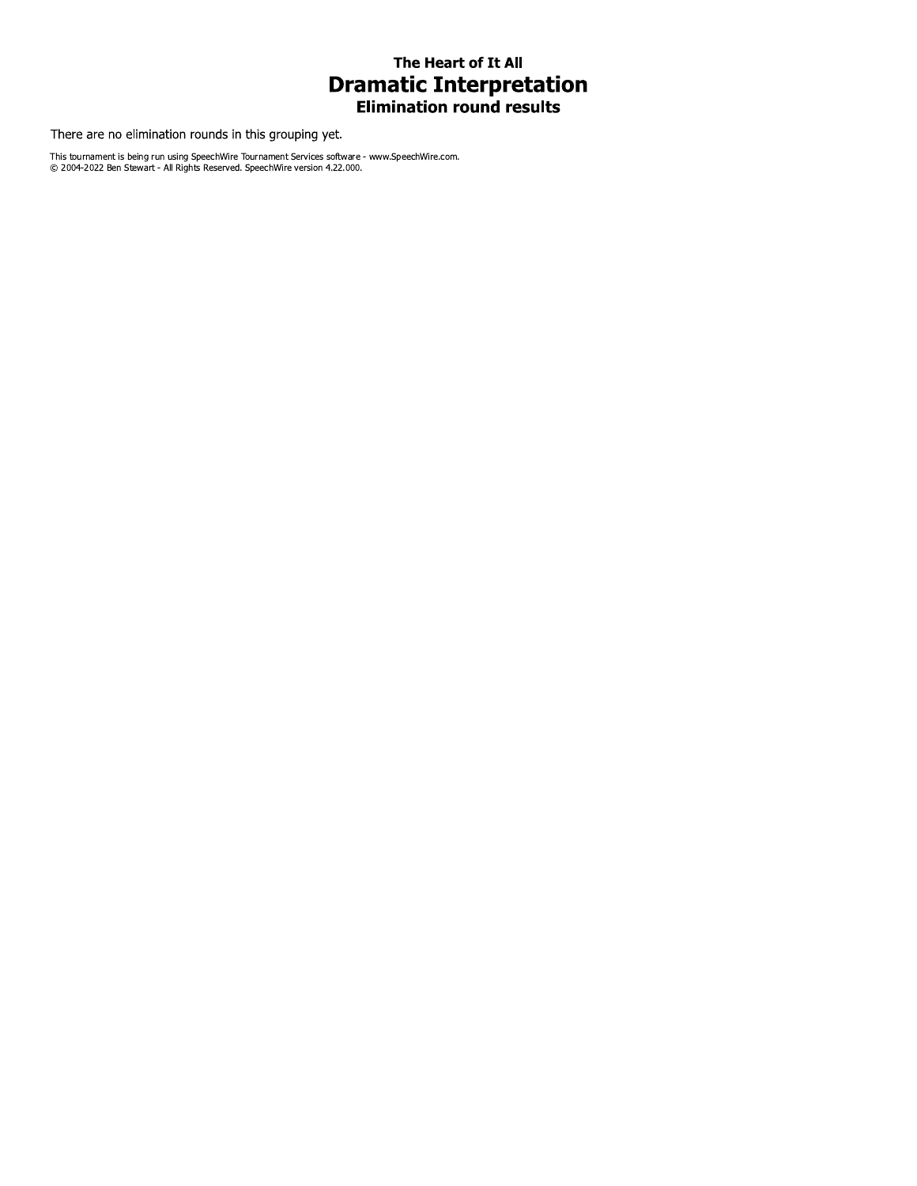### The Heart of It All

# Dramatic Interpretation

### Elimination round results

There are no elimination rounds in this grouping yet.

This tournament is being run using SpeechWire Tournament Services software - www.SpeechWire.com.
© 2004-2022 Ben Stewart - All Rights Reserved. SpeechWire version 4.22.000.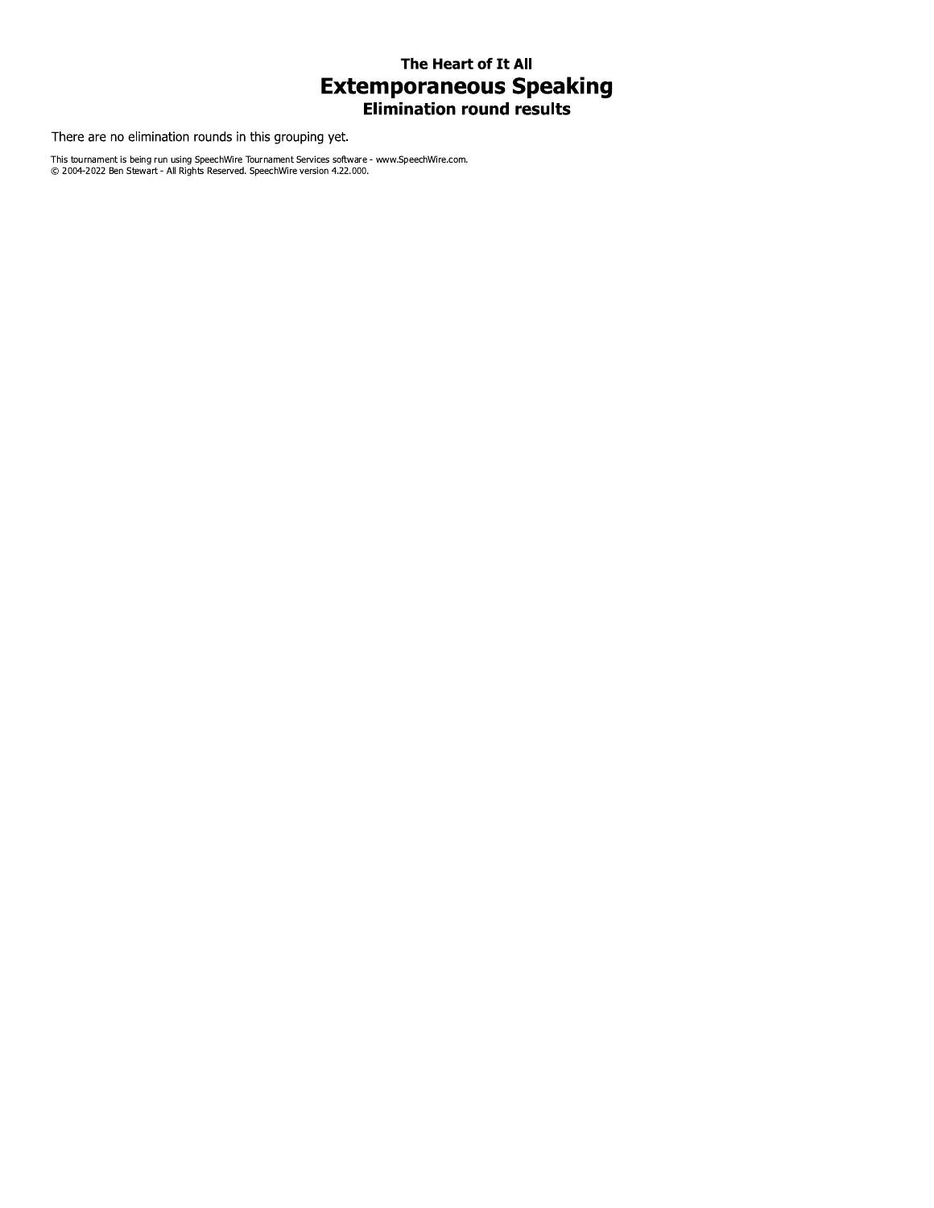### The Heart of It All

# Extemporaneous Speaking

### Elimination round results

There are no elimination rounds in this grouping yet.

This tournament is being run using SpeechWire Tournament Services software - www.SpeechWire.com.
© 2004-2022 Ben Stewart - All Rights Reserved. SpeechWire version 4.22.000.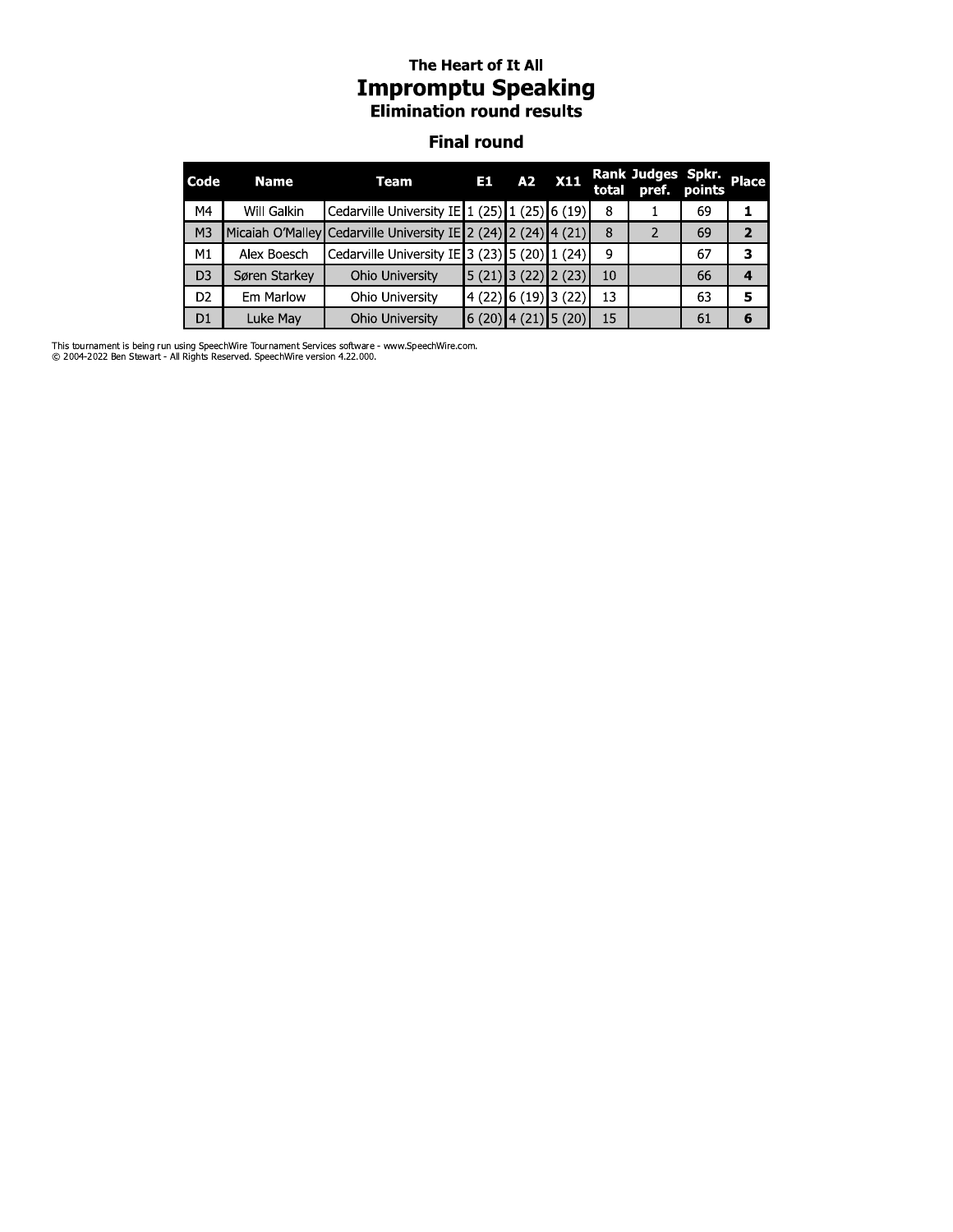### The Heart of It All

# Impromptu Speaking

### Elimination round results

## Final round

| Code | Name | Team | E1 | A2 | X11 | Rank total | Judges pref. | Spkr. points | Place |
|---|---|---|---|---|---|---|---|---|---|
| M4 | Will Galkin | Cedarville University IE | 1 (25) | 1 (25) | 6 (19) | 8 | 1 | 69 | **1** |
| M3 | Micaiah O'Malley | Cedarville University IE | 2 (24) | 2 (24) | 4 (21) | 8 | 2 | 69 | **2** |
| M1 | Alex Boesch | Cedarville University IE | 3 (23) | 5 (20) | 1 (24) | 9 | | 67 | **3** |
| D3 | Søren Starkey | Ohio University | 5 (21) | 3 (22) | 2 (23) | 10 | | 66 | **4** |
| D2 | Em Marlow | Ohio University | 4 (22) | 6 (19) | 3 (22) | 13 | | 63 | **5** |
| D1 | Luke May | Ohio University | 6 (20) | 4 (21) | 5 (20) | 15 | | 61 | **6** |

This tournament is being run using SpeechWire Tournament Services software - www.SpeechWire.com.
© 2004-2022 Ben Stewart - All Rights Reserved. SpeechWire version 4.22.000.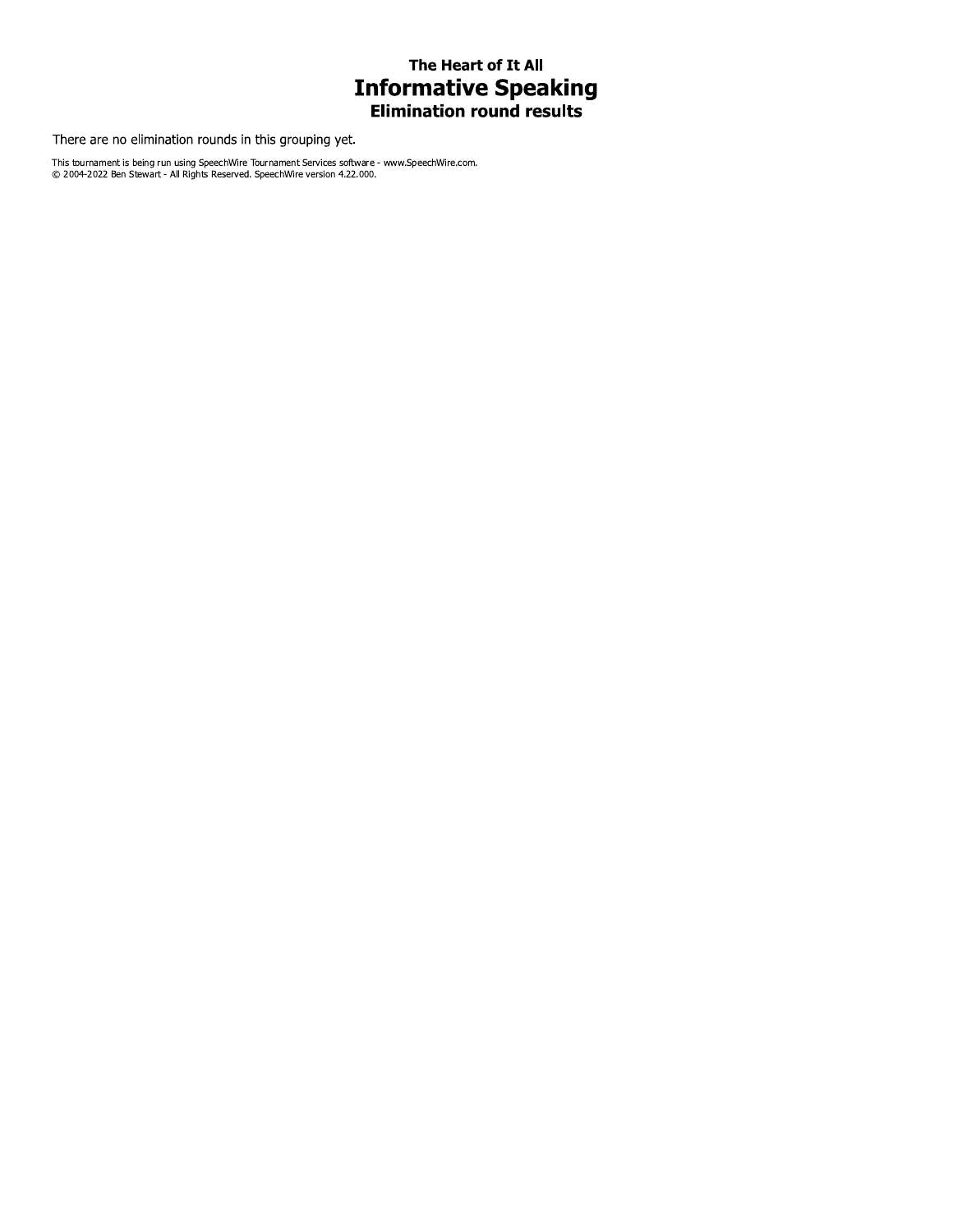# The Heart of It All

## Informative Speaking

### Elimination round results

There are no elimination rounds in this grouping yet.

This tournament is being run using SpeechWire Tournament Services software - www.SpeechWire.com.
© 2004-2022 Ben Stewart - All Rights Reserved. SpeechWire version 4.22.000.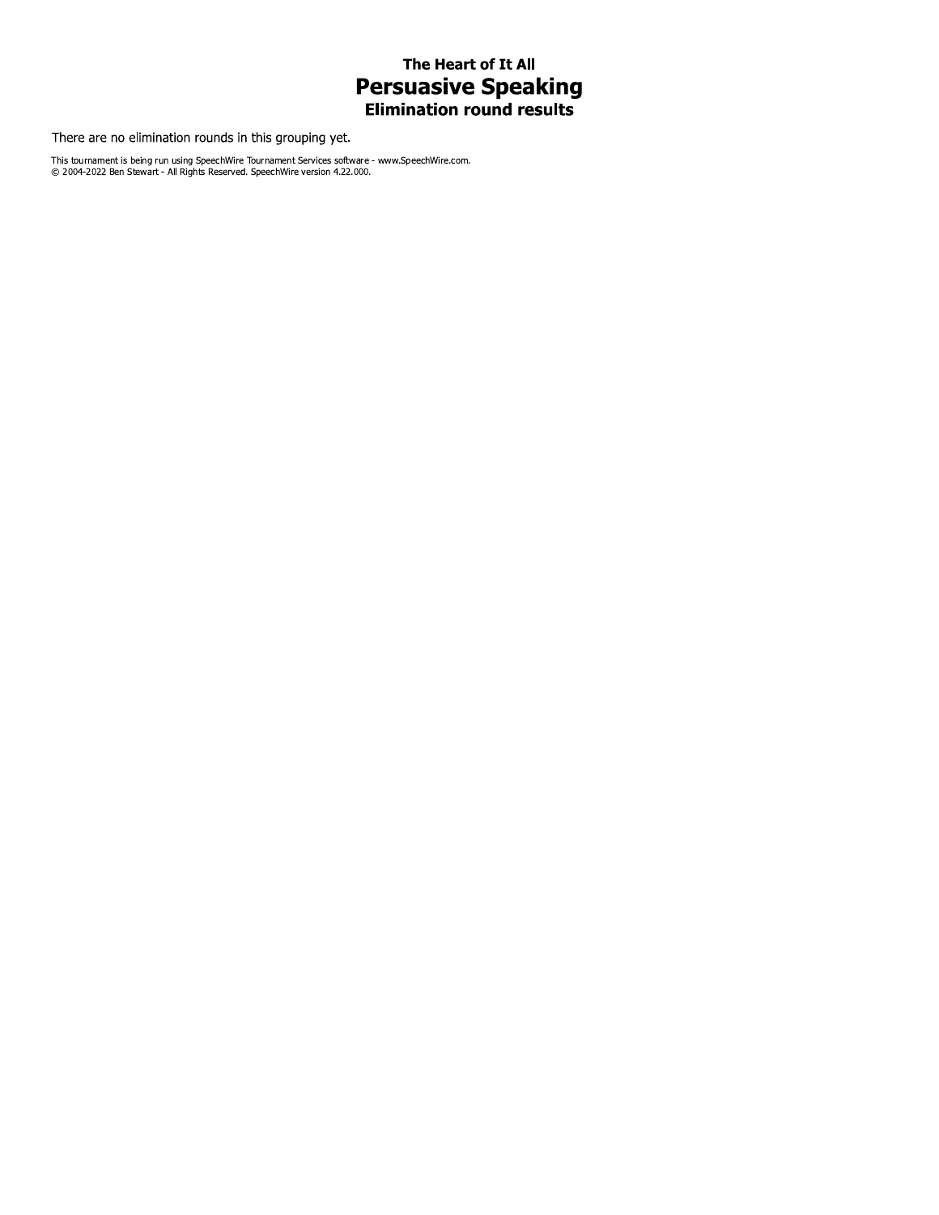# The Heart of It All

## Persuasive Speaking

### Elimination round results

There are no elimination rounds in this grouping yet.

This tournament is being run using SpeechWire Tournament Services software - www.SpeechWire.com.
© 2004-2022 Ben Stewart - All Rights Reserved. SpeechWire version 4.22.000.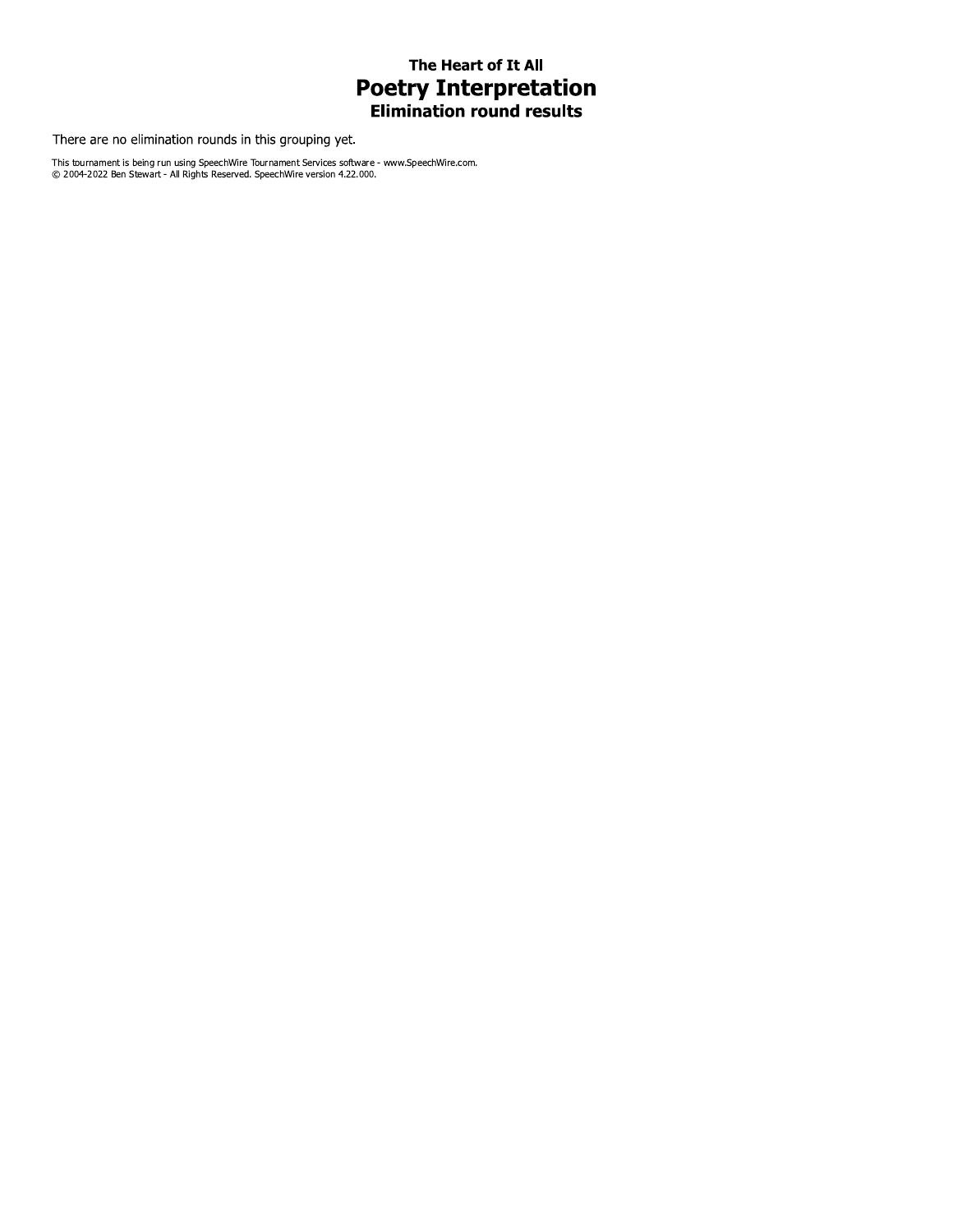### The Heart of It All

# Poetry Interpretation

### Elimination round results

There are no elimination rounds in this grouping yet.

This tournament is being run using SpeechWire Tournament Services software - www.SpeechWire.com.
© 2004-2022 Ben Stewart - All Rights Reserved. SpeechWire version 4.22.000.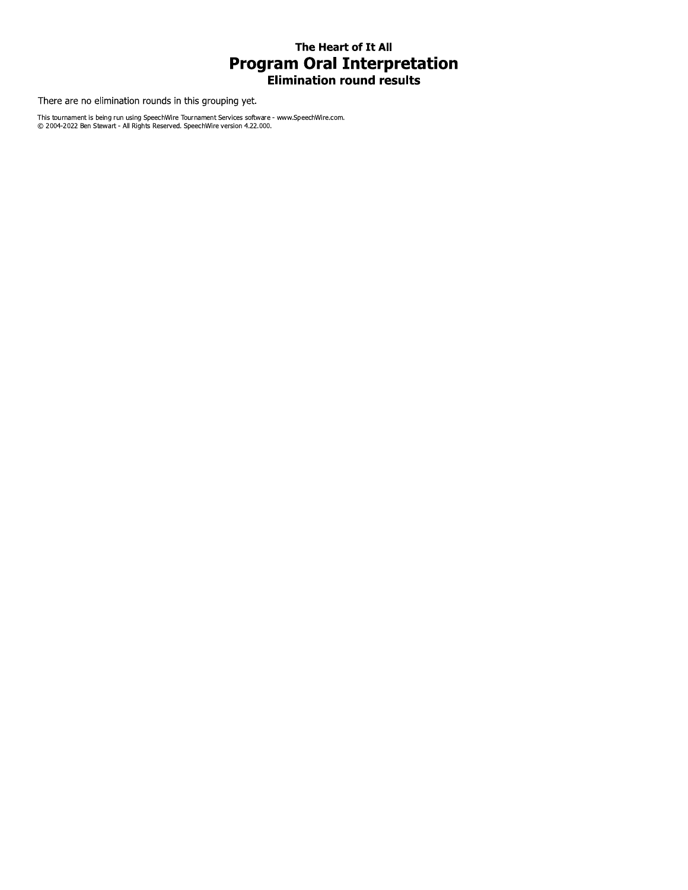### The Heart of It All

# Program Oral Interpretation

### Elimination round results

There are no elimination rounds in this grouping yet.

This tournament is being run using SpeechWire Tournament Services software - www.SpeechWire.com.
© 2004-2022 Ben Stewart - All Rights Reserved. SpeechWire version 4.22.000.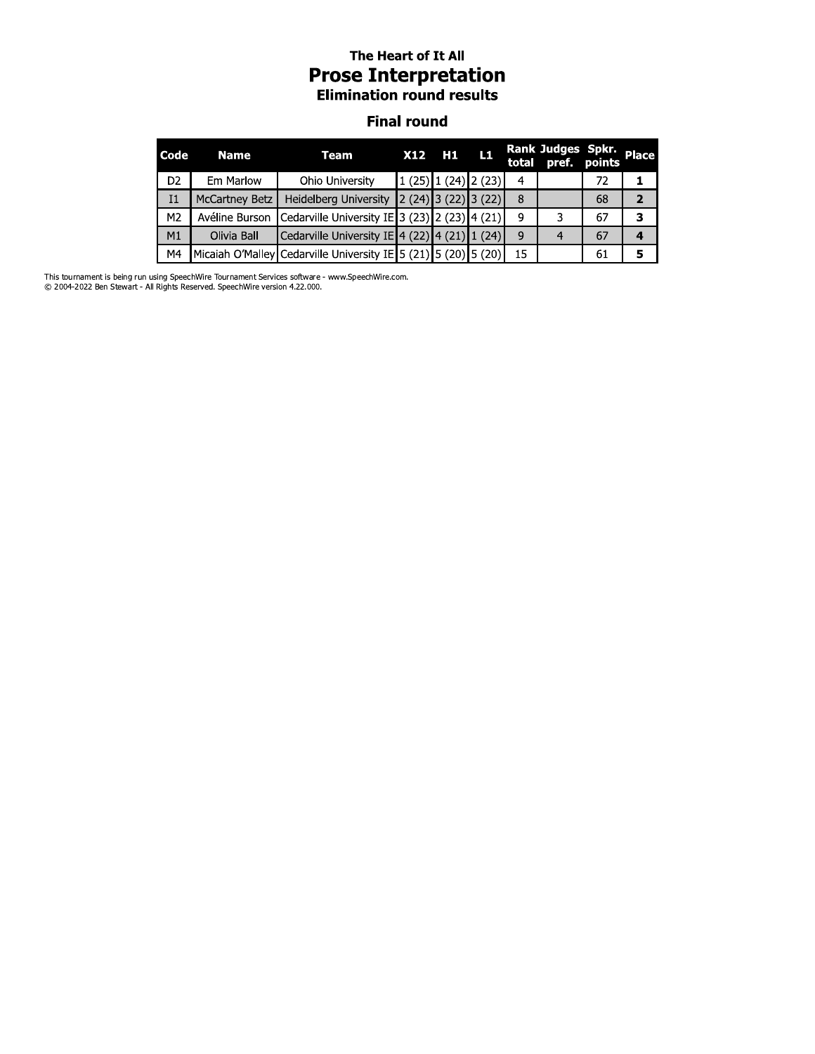### The Heart of It All

# Prose Interpretation

### Elimination round results

## Final round

| Code | Name | Team | X12 | H1 | L1 | Rank total | Judges pref. | Spkr. points | Place |
|---|---|---|---|---|---|---|---|---|---|
| D2 | Em Marlow | Ohio University | 1 (25) | 1 (24) | 2 (23) | 4 | | 72 | **1** |
| I1 | McCartney Betz | Heidelberg University | 2 (24) | 3 (22) | 3 (22) | 8 | | 68 | **2** |
| M2 | Avéline Burson | Cedarville University IE | 3 (23) | 2 (23) | 4 (21) | 9 | 3 | 67 | **3** |
| M1 | Olivia Ball | Cedarville University IE | 4 (22) | 4 (21) | 1 (24) | 9 | 4 | 67 | **4** |
| M4 | Micaiah O'Malley | Cedarville University IE | 5 (21) | 5 (20) | 5 (20) | 15 | | 61 | **5** |

This tournament is being run using SpeechWire Tournament Services software - www.SpeechWire.com.
© 2004-2022 Ben Stewart - All Rights Reserved. SpeechWire version 4.22.000.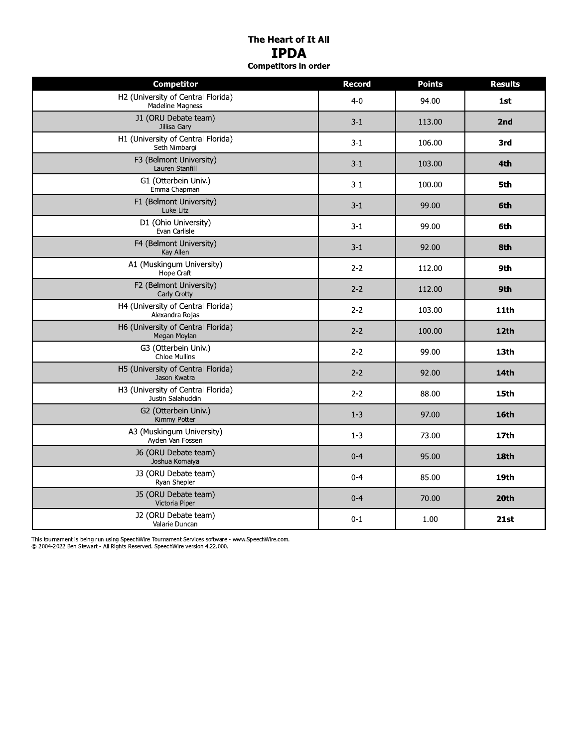# The Heart of It All

## IPDA

### Competitors in order

| Competitor | Record | Points | Results |
|---|---|---|---|
| H2 (University of Central Florida)<br>Madeline Magness | 4-0 | 94.00 | **1st** |
| J1 (ORU Debate team)<br>Jillisa Gary | 3-1 | 113.00 | **2nd** |
| H1 (University of Central Florida)<br>Seth Nimbargi | 3-1 | 106.00 | **3rd** |
| F3 (Belmont University)<br>Lauren Stanfill | 3-1 | 103.00 | **4th** |
| G1 (Otterbein Univ.)<br>Emma Chapman | 3-1 | 100.00 | **5th** |
| F1 (Belmont University)<br>Luke Litz | 3-1 | 99.00 | **6th** |
| D1 (Ohio University)<br>Evan Carlisle | 3-1 | 99.00 | **6th** |
| F4 (Belmont University)<br>Kay Allen | 3-1 | 92.00 | **8th** |
| A1 (Muskingum University)<br>Hope Craft | 2-2 | 112.00 | **9th** |
| F2 (Belmont University)<br>Carly Crotty | 2-2 | 112.00 | **9th** |
| H4 (University of Central Florida)<br>Alexandra Rojas | 2-2 | 103.00 | **11th** |
| H6 (University of Central Florida)<br>Megan Moylan | 2-2 | 100.00 | **12th** |
| G3 (Otterbein Univ.)<br>Chloe Mullins | 2-2 | 99.00 | **13th** |
| H5 (University of Central Florida)<br>Jason Kwatra | 2-2 | 92.00 | **14th** |
| H3 (University of Central Florida)<br>Justin Salahuddin | 2-2 | 88.00 | **15th** |
| G2 (Otterbein Univ.)<br>Kimmy Potter | 1-3 | 97.00 | **16th** |
| A3 (Muskingum University)<br>Ayden Van Fossen | 1-3 | 73.00 | **17th** |
| J6 (ORU Debate team)<br>Joshua Komaiya | 0-4 | 95.00 | **18th** |
| J3 (ORU Debate team)<br>Ryan Shepler | 0-4 | 85.00 | **19th** |
| J5 (ORU Debate team)<br>Victoria Piper | 0-4 | 70.00 | **20th** |
| J2 (ORU Debate team)<br>Valarie Duncan | 0-1 | 1.00 | **21st** |

This tournament is being run using SpeechWire Tournament Services software - www.SpeechWire.com.
© 2004-2022 Ben Stewart - All Rights Reserved. SpeechWire version 4.22.000.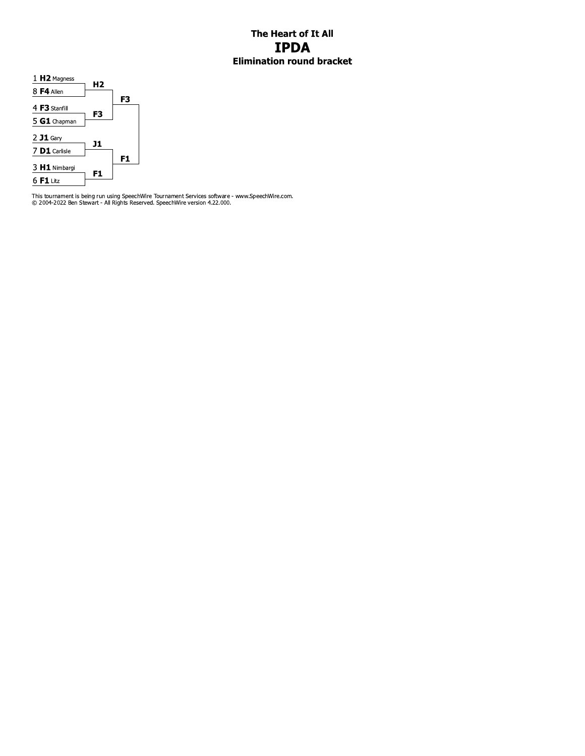# The Heart of It All
# IPDA
## Elimination round bracket

| Seed | Team | Name | Quarterfinal Winner | Semifinal Winner | Final Winner |
|---|---|---|---|---|---|
| 1 | **H2** | Magness | **H2** | **F3** | |
| 8 | **F4** | Allen | | | |
| 4 | **F3** | Stanfill | **F3** | | |
| 5 | **G1** | Chapman | | | |
| 2 | **J1** | Gary | **J1** | **F1** | |
| 7 | **D1** | Carlisle | | | |
| 3 | **H1** | Nimbargi | **F1** | | |
| 6 | **F1** | Litz | | | |

This tournament is being run using SpeechWire Tournament Services software - www.SpeechWire.com.
© 2004-2022 Ben Stewart - All Rights Reserved. SpeechWire version 4.22.000.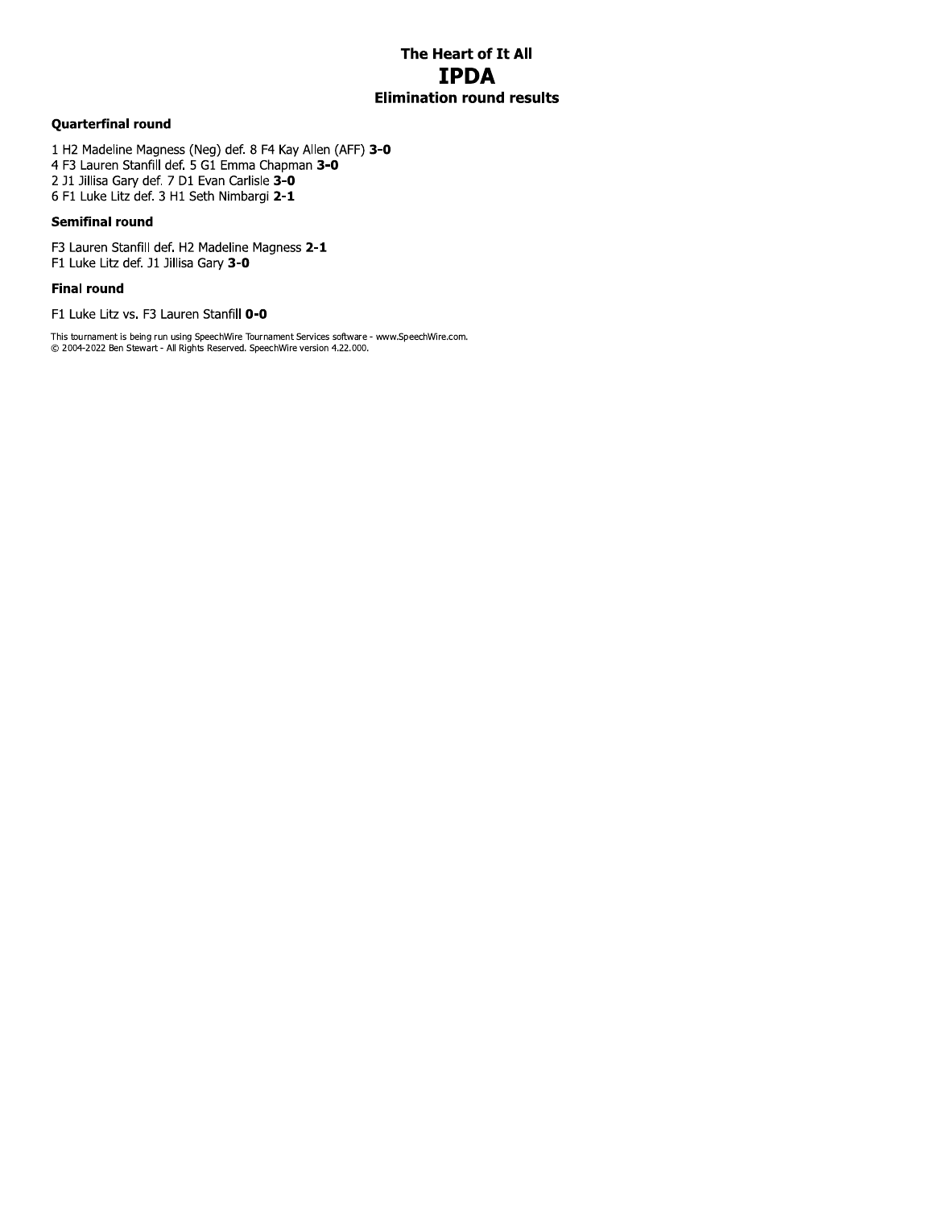# The Heart of It All

## IPDA

### Elimination round results

**Quarterfinal round**

1 H2 Madeline Magness (Neg) def. 8 F4 Kay Allen (AFF) **3-0**
4 F3 Lauren Stanfill def. 5 G1 Emma Chapman **3-0**
2 J1 Jillisa Gary def. 7 D1 Evan Carlisle **3-0**
6 F1 Luke Litz def. 3 H1 Seth Nimbargi **2-1**

**Semifinal round**

F3 Lauren Stanfill def. H2 Madeline Magness **2-1**
F1 Luke Litz def. J1 Jillisa Gary **3-0**

**Final round**

F1 Luke Litz vs. F3 Lauren Stanfill **0-0**

This tournament is being run using SpeechWire Tournament Services software - www.SpeechWire.com.
© 2004-2022 Ben Stewart - All Rights Reserved. SpeechWire version 4.22.000.